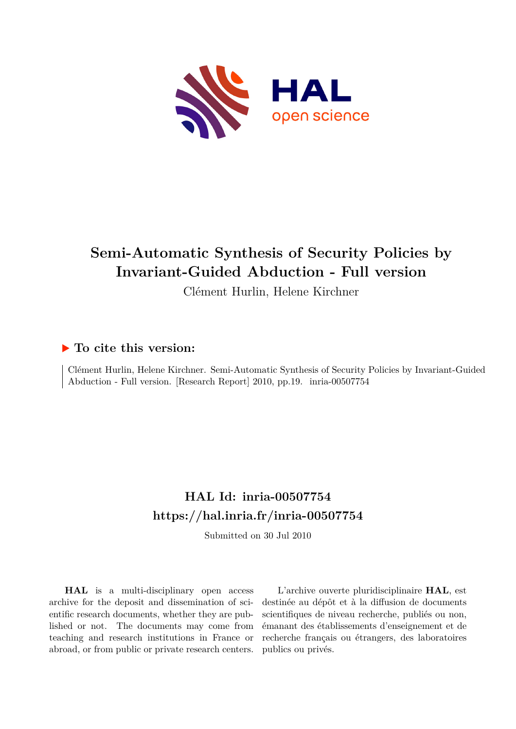# Semi-Automatic Synthesis of Security Policies by Invariant-Guided Abduction - Full version

Clément Hurlin, Helene Kirchner

## ▶ To cite this version:

Clément Hurlin, Helene Kirchner. Semi-Automatic Synthesis of Security Policies by Invariant-Guided Abduction - Full version. [Research Report] 2010, pp.19. inria-00507754

## HAL Id: inria-00507754
## https://hal.inria.fr/inria-00507754

Submitted on 30 Jul 2010

**HAL** is a multi-disciplinary open access archive for the deposit and dissemination of scientific research documents, whether they are published or not. The documents may come from teaching and research institutions in France or abroad, or from public or private research centers.

L'archive ouverte pluridisciplinaire **HAL**, est destinée au dépôt et à la diffusion de documents scientifiques de niveau recherche, publiés ou non, émanant des établissements d'enseignement et de recherche français ou étrangers, des laboratoires publics ou privés.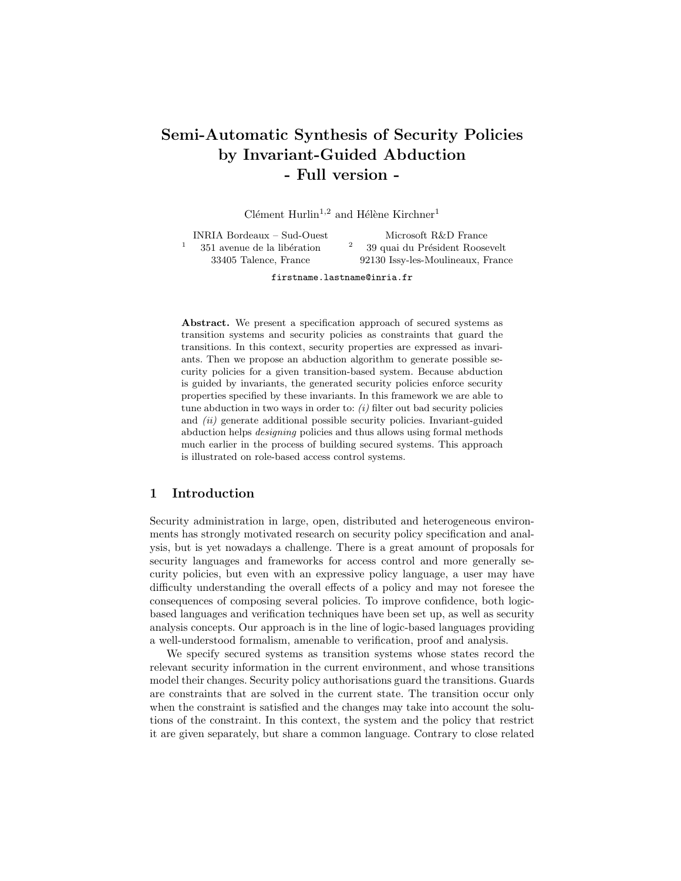# Semi-Automatic Synthesis of Security Policies by Invariant-Guided Abduction - Full version -

Clément Hurlin[1,2] and Hélène Kirchner[1]

[1] INRIA Bordeaux – Sud-Ouest
351 avenue de la libération
33405 Talence, France

[2] Microsoft R&D France
39 quai du Président Roosevelt
92130 Issy-les-Moulineaux, France

firstname.lastname@inria.fr

**Abstract.** We present a specification approach of secured systems as transition systems and security policies as constraints that guard the transitions. In this context, security properties are expressed as invariants. Then we propose an abduction algorithm to generate possible security policies for a given transition-based system. Because abduction is guided by invariants, the generated security policies enforce security properties specified by these invariants. In this framework we are able to tune abduction in two ways in order to: *(i)* filter out bad security policies and *(ii)* generate additional possible security policies. Invariant-guided abduction helps *designing* policies and thus allows using formal methods much earlier in the process of building secured systems. This approach is illustrated on role-based access control systems.

## 1 Introduction

Security administration in large, open, distributed and heterogeneous environments has strongly motivated research on security policy specification and analysis, but is yet nowadays a challenge. There is a great amount of proposals for security languages and frameworks for access control and more generally security policies, but even with an expressive policy language, a user may have difficulty understanding the overall effects of a policy and may not foresee the consequences of composing several policies. To improve confidence, both logic-based languages and verification techniques have been set up, as well as security analysis concepts. Our approach is in the line of logic-based languages providing a well-understood formalism, amenable to verification, proof and analysis.

We specify secured systems as transition systems whose states record the relevant security information in the current environment, and whose transitions model their changes. Security policy authorisations guard the transitions. Guards are constraints that are solved in the current state. The transition occur only when the constraint is satisfied and the changes may take into account the solutions of the constraint. In this context, the system and the policy that restrict it are given separately, but share a common language. Contrary to close related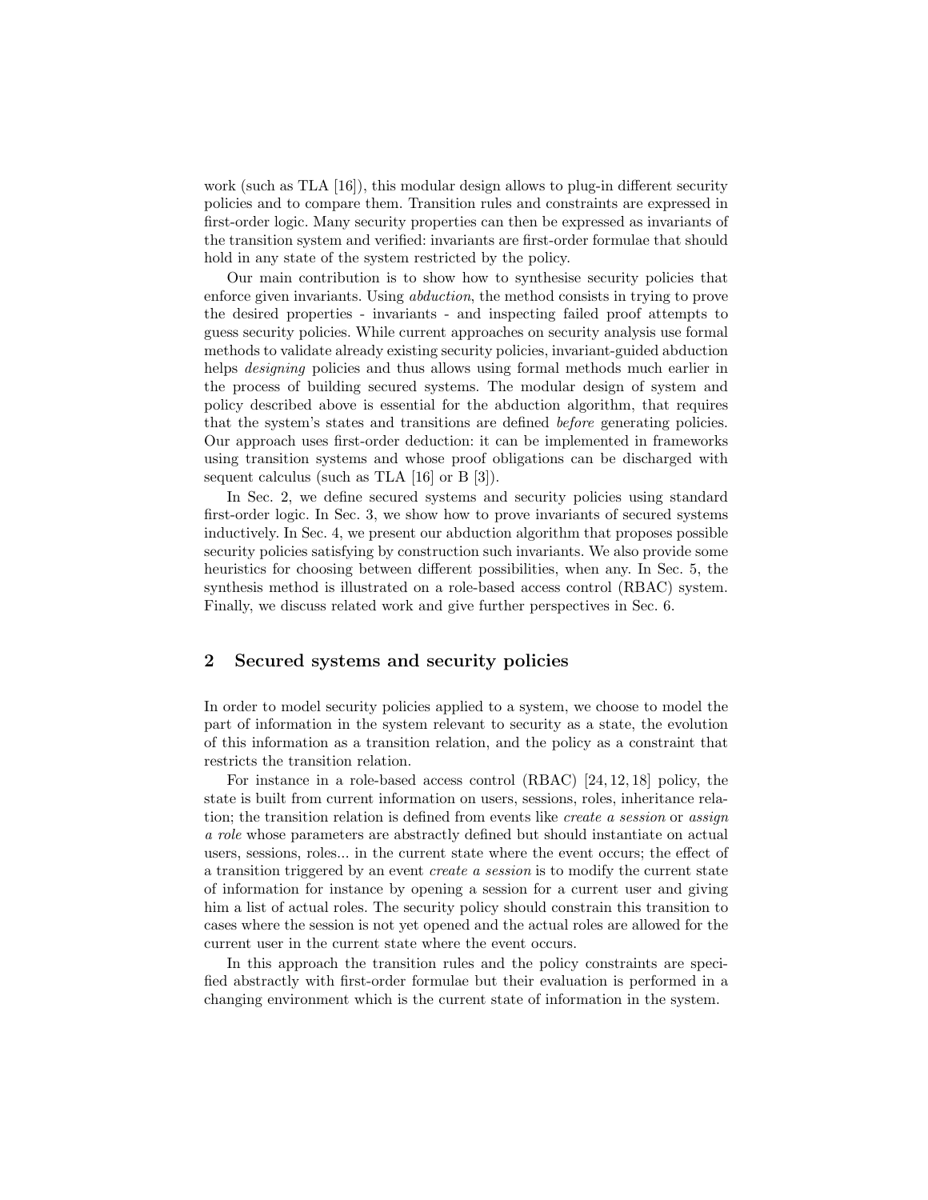work (such as TLA [16]), this modular design allows to plug-in different security policies and to compare them. Transition rules and constraints are expressed in first-order logic. Many security properties can then be expressed as invariants of the transition system and verified: invariants are first-order formulae that should hold in any state of the system restricted by the policy.

Our main contribution is to show how to synthesise security policies that enforce given invariants. Using *abduction*, the method consists in trying to prove the desired properties - invariants - and inspecting failed proof attempts to guess security policies. While current approaches on security analysis use formal methods to validate already existing security policies, invariant-guided abduction helps *designing* policies and thus allows using formal methods much earlier in the process of building secured systems. The modular design of system and policy described above is essential for the abduction algorithm, that requires that the system's states and transitions are defined *before* generating policies. Our approach uses first-order deduction: it can be implemented in frameworks using transition systems and whose proof obligations can be discharged with sequent calculus (such as TLA [16] or B [3]).

In Sec. 2, we define secured systems and security policies using standard first-order logic. In Sec. 3, we show how to prove invariants of secured systems inductively. In Sec. 4, we present our abduction algorithm that proposes possible security policies satisfying by construction such invariants. We also provide some heuristics for choosing between different possibilities, when any. In Sec. 5, the synthesis method is illustrated on a role-based access control (RBAC) system. Finally, we discuss related work and give further perspectives in Sec. 6.

## 2 Secured systems and security policies

In order to model security policies applied to a system, we choose to model the part of information in the system relevant to security as a state, the evolution of this information as a transition relation, and the policy as a constraint that restricts the transition relation.

For instance in a role-based access control (RBAC) [24, 12, 18] policy, the state is built from current information on users, sessions, roles, inheritance relation; the transition relation is defined from events like *create a session* or *assign a role* whose parameters are abstractly defined but should instantiate on actual users, sessions, roles... in the current state where the event occurs; the effect of a transition triggered by an event *create a session* is to modify the current state of information for instance by opening a session for a current user and giving him a list of actual roles. The security policy should constrain this transition to cases where the session is not yet opened and the actual roles are allowed for the current user in the current state where the event occurs.

In this approach the transition rules and the policy constraints are specified abstractly with first-order formulae but their evaluation is performed in a changing environment which is the current state of information in the system.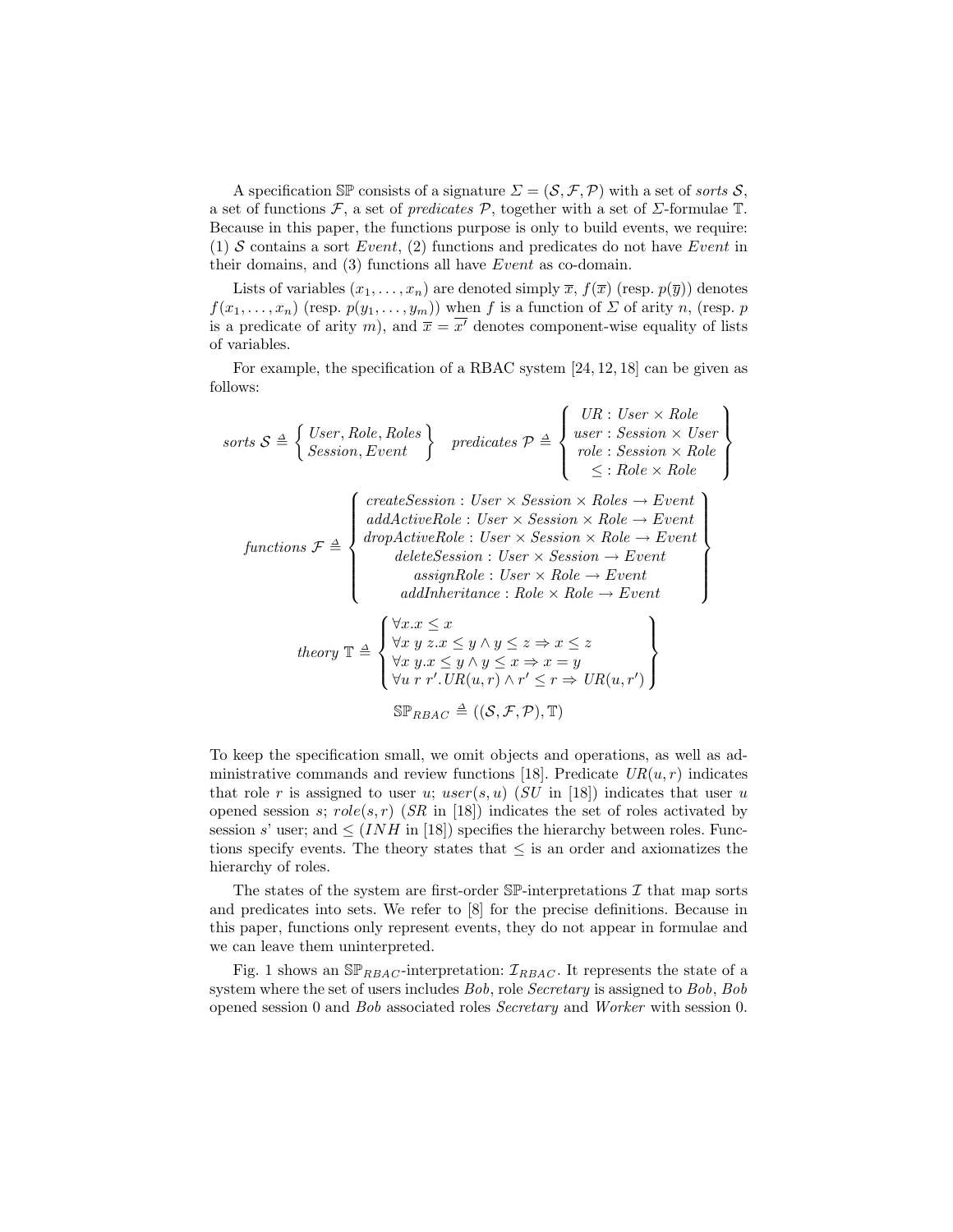A specification $\mathbb{SP}$ consists of a signature $\Sigma = (\mathcal{S}, \mathcal{F}, \mathcal{P})$ with a set of *sorts* $\mathcal{S}$, a set of functions $\mathcal{F}$, a set of *predicates* $\mathcal{P}$, together with a set of $\Sigma$-formulae $\mathbb{T}$. Because in this paper, the functions purpose is only to build events, we require: (1) $\mathcal{S}$ contains a sort *Event*, (2) functions and predicates do not have *Event* in their domains, and (3) functions all have *Event* as co-domain.

Lists of variables $(x_1, \ldots, x_n)$ are denoted simply $\overline{x}$, $f(\overline{x})$ (resp. $p(\overline{y})$) denotes $f(x_1, \ldots, x_n)$ (resp. $p(y_1, \ldots, y_m)$) when $f$ is a function of $\Sigma$ of arity $n$, (resp. $p$ is a predicate of arity $m$), and $\overline{x} = \overline{x'}$ denotes component-wise equality of lists of variables.

For example, the specification of a RBAC system [24, 12, 18] can be given as follows:

$$
\textit{sorts } \mathcal{S} \triangleq \left\{ \begin{array}{l} \textit{User}, \textit{Role}, \textit{Roles} \\ \textit{Session}, \textit{Event} \end{array} \right\} \quad \textit{predicates } \mathcal{P} \triangleq \left\{ \begin{array}{c} \textit{UR} : \textit{User} \times \textit{Role} \\ \textit{user} : \textit{Session} \times \textit{User} \\ \textit{role} : \textit{Session} \times \textit{Role} \\ \leq : \textit{Role} \times \textit{Role} \end{array} \right\}
$$

$$
\textit{functions } \mathcal{F} \triangleq \left\{ \begin{array}{c} \textit{createSession} : \textit{User} \times \textit{Session} \times \textit{Roles} \rightarrow \textit{Event} \\ \textit{addActiveRole} : \textit{User} \times \textit{Session} \times \textit{Role} \rightarrow \textit{Event} \\ \textit{dropActiveRole} : \textit{User} \times \textit{Session} \times \textit{Role} \rightarrow \textit{Event} \\ \textit{deleteSession} : \textit{User} \times \textit{Session} \rightarrow \textit{Event} \\ \textit{assignRole} : \textit{User} \times \textit{Role} \rightarrow \textit{Event} \\ \textit{addInheritance} : \textit{Role} \times \textit{Role} \rightarrow \textit{Event} \end{array} \right\}
$$

$$
\textit{theory } \mathbb{T} \triangleq \left\{ \begin{array}{l} \forall x. x \leq x \\ \forall x\ y\ z. x \leq y \wedge y \leq z \Rightarrow x \leq z \\ \forall x\ y. x \leq y \wedge y \leq x \Rightarrow x = y \\ \forall u\ r\ r'. \textit{UR}(u, r) \wedge r' \leq r \Rightarrow \textit{UR}(u, r') \end{array} \right\}
$$

$$
\mathbb{SP}_{RBAC} \triangleq ((\mathcal{S}, \mathcal{F}, \mathcal{P}), \mathbb{T})
$$

To keep the specification small, we omit objects and operations, as well as administrative commands and review functions [18]. Predicate $UR(u, r)$ indicates that role $r$ is assigned to user $u$; $user(s, u)$ ($SU$ in [18]) indicates that user $u$ opened session $s$; $role(s, r)$ ($SR$ in [18]) indicates the set of roles activated by session $s$' user; and $\leq$ ($INH$ in [18]) specifies the hierarchy between roles. Functions specify events. The theory states that $\leq$ is an order and axiomatizes the hierarchy of roles.

The states of the system are first-order $\mathbb{SP}$-interpretations $\mathcal{I}$ that map sorts and predicates into sets. We refer to [8] for the precise definitions. Because in this paper, functions only represent events, they do not appear in formulae and we can leave them uninterpreted.

Fig. 1 shows an $\mathbb{SP}_{RBAC}$-interpretation: $\mathcal{I}_{RBAC}$. It represents the state of a system where the set of users includes *Bob*, role *Secretary* is assigned to *Bob*, *Bob* opened session 0 and *Bob* associated roles *Secretary* and *Worker* with session 0.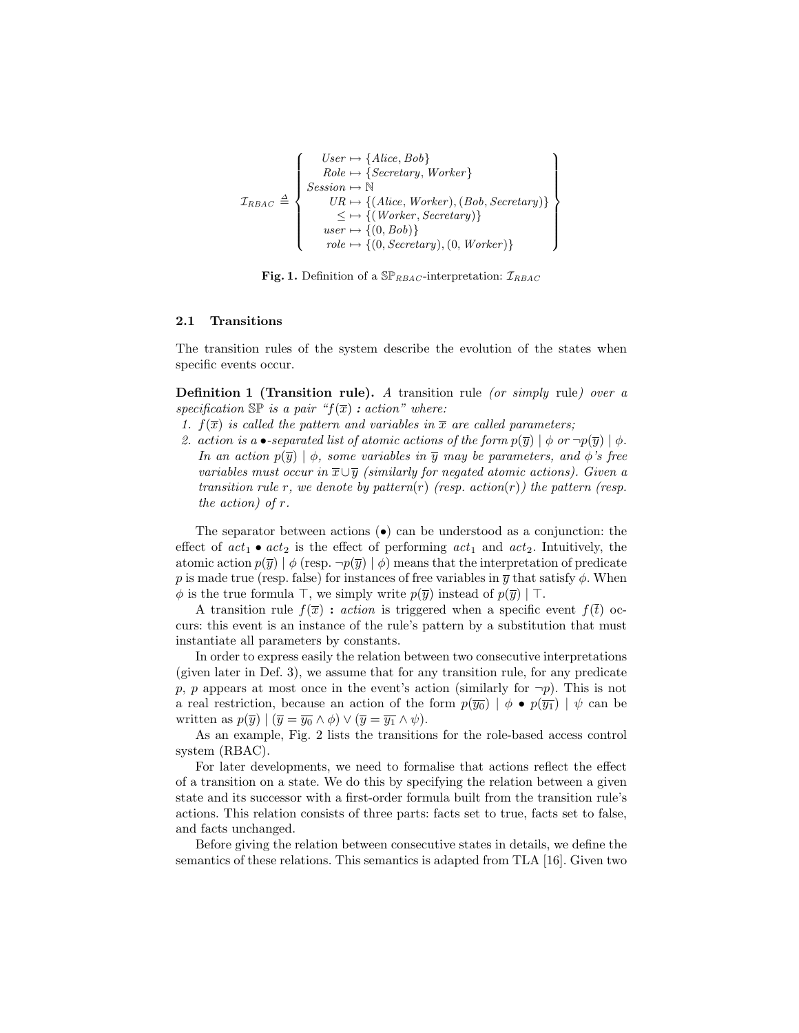$$
\mathcal{I}_{RBAC} \triangleq \left\{ \begin{array}{r} User \mapsto \{Alice, Bob\} \\ Role \mapsto \{Secretary, Worker\} \\ Session \mapsto \mathbb{N} \\ UR \mapsto \{(Alice, Worker), (Bob, Secretary)\} \\ \leq \mapsto \{(Worker, Secretary)\} \\ user \mapsto \{(0, Bob)\} \\ role \mapsto \{(0, Secretary), (0, Worker)\} \end{array} \right\}
$$

**Fig. 1.** Definition of a $\mathbb{SP}_{RBAC}$-interpretation: $\mathcal{I}_{RBAC}$

### 2.1 Transitions

The transition rules of the system describe the evolution of the states when specific events occur.

**Definition 1 (Transition rule).** *A* transition rule *(or simply* rule*) over a specification $\mathbb{SP}$ is a pair "$f(\overline{x})$ **:** action" where:*

1. *$f(\overline{x})$ is called the pattern and variables in $\overline{x}$ are called parameters;*
2. *action is a $\bullet$-separated list of atomic actions of the form $p(\overline{y}) \mid \phi$ or $\neg p(\overline{y}) \mid \phi$. In an action $p(\overline{y}) \mid \phi$, some variables in $\overline{y}$ may be parameters, and $\phi$'s free variables must occur in $\overline{x} \cup \overline{y}$ (similarly for negated atomic actions). Given a transition rule $r$, we denote by pattern$(r)$ (resp. action$(r)$) the pattern (resp. the action) of $r$.*

The separator between actions ($\bullet$) can be understood as a conjunction: the effect of $act_1 \bullet act_2$ is the effect of performing $act_1$ and $act_2$. Intuitively, the atomic action $p(\overline{y}) \mid \phi$ (resp. $\neg p(\overline{y}) \mid \phi$) means that the interpretation of predicate $p$ is made true (resp. false) for instances of free variables in $\overline{y}$ that satisfy $\phi$. When $\phi$ is the true formula $\top$, we simply write $p(\overline{y})$ instead of $p(\overline{y}) \mid \top$.

A transition rule $f(\overline{x})$ **:** *action* is triggered when a specific event $f(\overline{t})$ occurs: this event is an instance of the rule's pattern by a substitution that must instantiate all parameters by constants.

In order to express easily the relation between two consecutive interpretations (given later in Def. 3), we assume that for any transition rule, for any predicate $p$, $p$ appears at most once in the event's action (similarly for $\neg p$). This is not a real restriction, because an action of the form $p(\overline{y_0}) \mid \phi \bullet p(\overline{y_1}) \mid \psi$ can be written as $p(\overline{y}) \mid (\overline{y} = \overline{y_0} \wedge \phi) \vee (\overline{y} = \overline{y_1} \wedge \psi)$.

As an example, Fig. 2 lists the transitions for the role-based access control system (RBAC).

For later developments, we need to formalise that actions reflect the effect of a transition on a state. We do this by specifying the relation between a given state and its successor with a first-order formula built from the transition rule's actions. This relation consists of three parts: facts set to true, facts set to false, and facts unchanged.

Before giving the relation between consecutive states in details, we define the semantics of these relations. This semantics is adapted from TLA [16]. Given two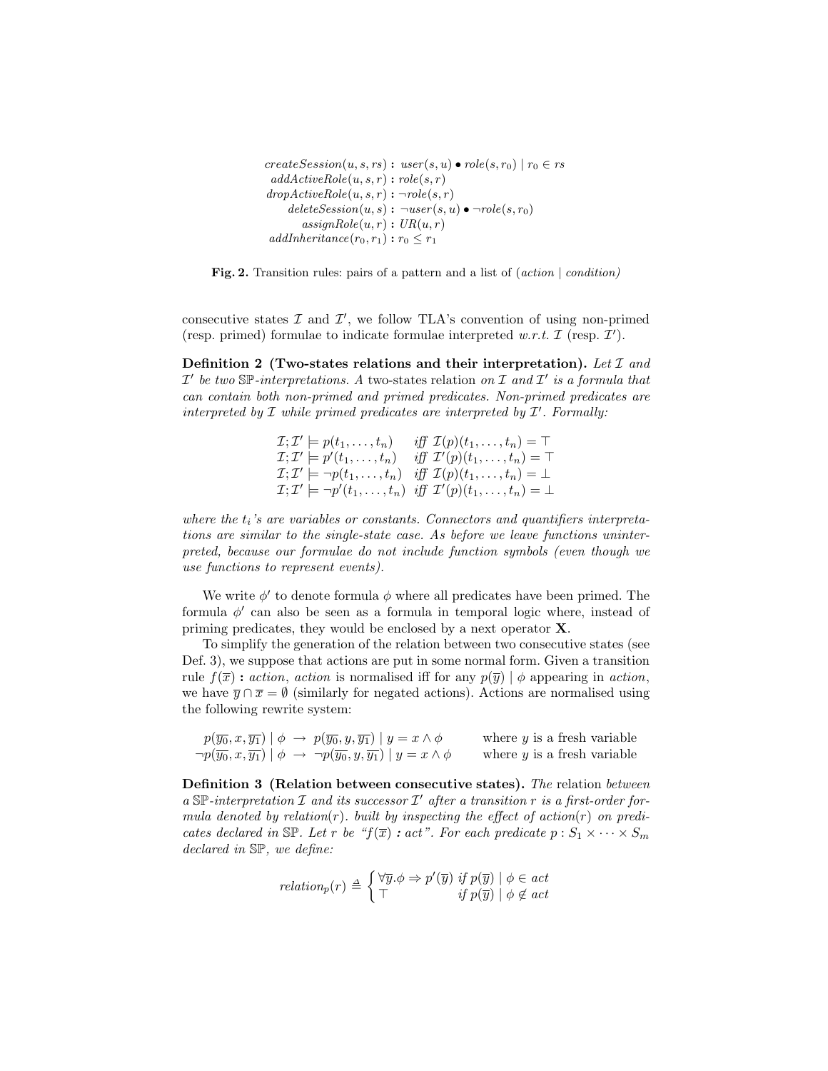$$
\begin{aligned}
createSession(u, s, rs) &\textbf{ : } user(s, u) \bullet role(s, r_0) \mid r_0 \in rs \\
addActiveRole(u, s, r) &\textbf{ : } role(s, r) \\
dropActiveRole(u, s, r) &\textbf{ : } \neg role(s, r) \\
deleteSession(u, s) &\textbf{ : } \neg user(s, u) \bullet \neg role(s, r_0) \\
assignRole(u, r) &\textbf{ : } UR(u, r) \\
addInheritance(r_0, r_1) &\textbf{ : } r_0 \leq r_1
\end{aligned}
$$

**Fig. 2.** Transition rules: pairs of a pattern and a list of (*action* | *condition)*

consecutive states $\mathcal{I}$ and $\mathcal{I}'$, we follow TLA's convention of using non-primed (resp. primed) formulae to indicate formulae interpreted *w.r.t.* $\mathcal{I}$ (resp. $\mathcal{I}'$).

**Definition 2 (Two-states relations and their interpretation).** *Let $\mathcal{I}$ and $\mathcal{I}'$ be two $\mathbb{SP}$-interpretations. A* two-states relation *on $\mathcal{I}$ and $\mathcal{I}'$ is a formula that can contain both non-primed and primed predicates. Non-primed predicates are interpreted by $\mathcal{I}$ while primed predicates are interpreted by $\mathcal{I}'$. Formally:*

$$
\begin{array}{ll}
\mathcal{I};\mathcal{I}' \models p(t_1, \dots, t_n) & \textit{iff } \mathcal{I}(p)(t_1, \dots, t_n) = \top \\
\mathcal{I};\mathcal{I}' \models p'(t_1, \dots, t_n) & \textit{iff } \mathcal{I}'(p)(t_1, \dots, t_n) = \top \\
\mathcal{I};\mathcal{I}' \models \neg p(t_1, \dots, t_n) & \textit{iff } \mathcal{I}(p)(t_1, \dots, t_n) = \bot \\
\mathcal{I};\mathcal{I}' \models \neg p'(t_1, \dots, t_n) & \textit{iff } \mathcal{I}'(p)(t_1, \dots, t_n) = \bot
\end{array}
$$

*where the $t_i$'s are variables or constants. Connectors and quantifiers interpretations are similar to the single-state case. As before we leave functions uninterpreted, because our formulae do not include function symbols (even though we use functions to represent events).*

We write $\phi'$ to denote formula $\phi$ where all predicates have been primed. The formula $\phi'$ can also be seen as a formula in temporal logic where, instead of priming predicates, they would be enclosed by a next operator $\mathbf{X}$.

To simplify the generation of the relation between two consecutive states (see Def. 3), we suppose that actions are put in some normal form. Given a transition rule $f(\overline{x})$ **:** *action*, *action* is normalised iff for any $p(\overline{y}) \mid \phi$ appearing in *action*, we have $\overline{y} \cap \overline{x} = \emptyset$ (similarly for negated actions). Actions are normalised using the following rewrite system:

$$
\begin{array}{ll}
p(\overline{y_0}, x, \overline{y_1}) \mid \phi \;\rightarrow\; p(\overline{y_0}, y, \overline{y_1}) \mid y = x \wedge \phi & \text{where } y \text{ is a fresh variable} \\
\neg p(\overline{y_0}, x, \overline{y_1}) \mid \phi \;\rightarrow\; \neg p(\overline{y_0}, y, \overline{y_1}) \mid y = x \wedge \phi & \text{where } y \text{ is a fresh variable}
\end{array}
$$

**Definition 3 (Relation between consecutive states).** *The* relation *between a $\mathbb{SP}$-interpretation $\mathcal{I}$ and its successor $\mathcal{I}'$ after a transition $r$ is a first-order formula denoted by relation$(r)$. built by inspecting the effect of action$(r)$ on predicates declared in $\mathbb{SP}$. Let $r$ be "$f(\overline{x})$ **:** act". For each predicate $p : S_1 \times \cdots \times S_m$ declared in $\mathbb{SP}$, we define:*

$$
relation_p(r) \triangleq \begin{cases} \forall \overline{y}.\phi \Rightarrow p'(\overline{y}) & \textit{if } p(\overline{y}) \mid \phi \in act \\ \top & \textit{if } p(\overline{y}) \mid \phi \notin act \end{cases}
$$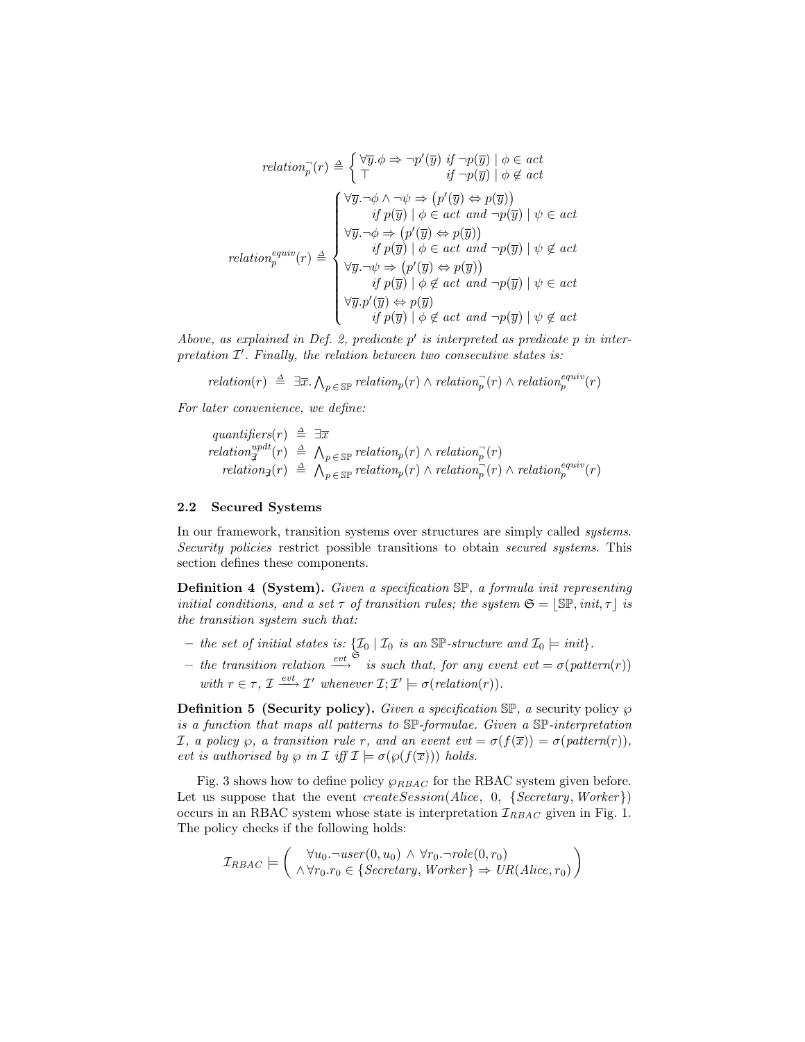$$relation^{\neg}_{p}(r) \triangleq \begin{cases} \forall \overline{y}.\phi \Rightarrow \neg p'(\overline{y}) & \text{if } \neg p(\overline{y}) \mid \phi \in act \\ \top & \text{if } \neg p(\overline{y}) \mid \phi \notin act \end{cases}$$

$$relation^{equiv}_{p}(r) \triangleq \begin{cases} \forall \overline{y}.\neg\phi \wedge \neg\psi \Rightarrow \big(p'(\overline{y}) \Leftrightarrow p(\overline{y})\big) \\ \qquad \text{if } p(\overline{y}) \mid \phi \in act \text{ and } \neg p(\overline{y}) \mid \psi \in act \\ \forall \overline{y}.\neg\phi \Rightarrow \big(p'(\overline{y}) \Leftrightarrow p(\overline{y})\big) \\ \qquad \text{if } p(\overline{y}) \mid \phi \in act \text{ and } \neg p(\overline{y}) \mid \psi \notin act \\ \forall \overline{y}.\neg\psi \Rightarrow \big(p'(\overline{y}) \Leftrightarrow p(\overline{y})\big) \\ \qquad \text{if } p(\overline{y}) \mid \phi \notin act \text{ and } \neg p(\overline{y}) \mid \psi \in act \\ \forall \overline{y}.p'(\overline{y}) \Leftrightarrow p(\overline{y}) \\ \qquad \text{if } p(\overline{y}) \mid \phi \notin act \text{ and } \neg p(\overline{y}) \mid \psi \notin act \end{cases}$$

*Above, as explained in Def. 2, predicate $p'$ is interpreted as predicate $p$ in interpretation $\mathcal{I}'$. Finally, the relation between two consecutive states is:*

$$relation(r) \;\triangleq\; \exists \overline{x}. \textstyle\bigwedge_{p \in \mathbb{SP}} relation_p(r) \wedge relation^{\neg}_{p}(r) \wedge relation^{equiv}_{p}(r)$$

*For later convenience, we define:*

$$\begin{aligned} quantifiers(r) &\triangleq \exists \overline{x} \\ relation^{updt}_{\nexists}(r) &\triangleq \textstyle\bigwedge_{p \in \mathbb{SP}} relation_p(r) \wedge relation^{\neg}_{p}(r) \\ relation_{\nexists}(r) &\triangleq \textstyle\bigwedge_{p \in \mathbb{SP}} relation_p(r) \wedge relation^{\neg}_{p}(r) \wedge relation^{equiv}_{p}(r) \end{aligned}$$

### 2.2 Secured Systems

In our framework, transition systems over structures are simply called *systems*. *Security policies* restrict possible transitions to obtain *secured systems*. This section defines these components.

**Definition 4 (System).** *Given a specification $\mathbb{SP}$, a formula init representing initial conditions, and a set $\tau$ of transition rules; the system $\mathfrak{S} = \lfloor \mathbb{SP}, init, \tau \rfloor$ is the transition system such that:*

- *the set of initial states is: $\{\mathcal{I}_0 \mid \mathcal{I}_0$ is an $\mathbb{SP}$-structure and $\mathcal{I}_0 \models init\}$.*
- *the transition relation $\xrightarrow{evt}^{\mathfrak{S}}$ is such that, for any event $evt = \sigma(pattern(r))$ with $r \in \tau$, $\mathcal{I} \xrightarrow{evt} \mathcal{I}'$ whenever $\mathcal{I}; \mathcal{I}' \models \sigma(relation(r))$.*

**Definition 5 (Security policy).** *Given a specification $\mathbb{SP}$, a* security policy *$\wp$ is a function that maps all patterns to $\mathbb{SP}$-formulae. Given a $\mathbb{SP}$-interpretation $\mathcal{I}$, a policy $\wp$, a transition rule $r$, and an event $evt = \sigma(f(\overline{x})) = \sigma(pattern(r))$, evt is authorised by $\wp$ in $\mathcal{I}$ iff $\mathcal{I} \models \sigma(\wp(f(\overline{x})))$ holds.*

Fig. 3 shows how to define policy $\wp_{RBAC}$ for the RBAC system given before. Let us suppose that the event $createSession(Alice,\ 0,\ \{Secretary, Worker\})$ occurs in an RBAC system whose state is interpretation $\mathcal{I}_{RBAC}$ given in Fig. 1. The policy checks if the following holds:

$$\mathcal{I}_{RBAC} \models \left( \begin{array}{c} \forall u_0.\neg user(0, u_0) \wedge \forall r_0.\neg role(0, r_0) \\ \wedge \forall r_0.r_0 \in \{Secretary, Worker\} \Rightarrow UR(Alice, r_0) \end{array} \right)$$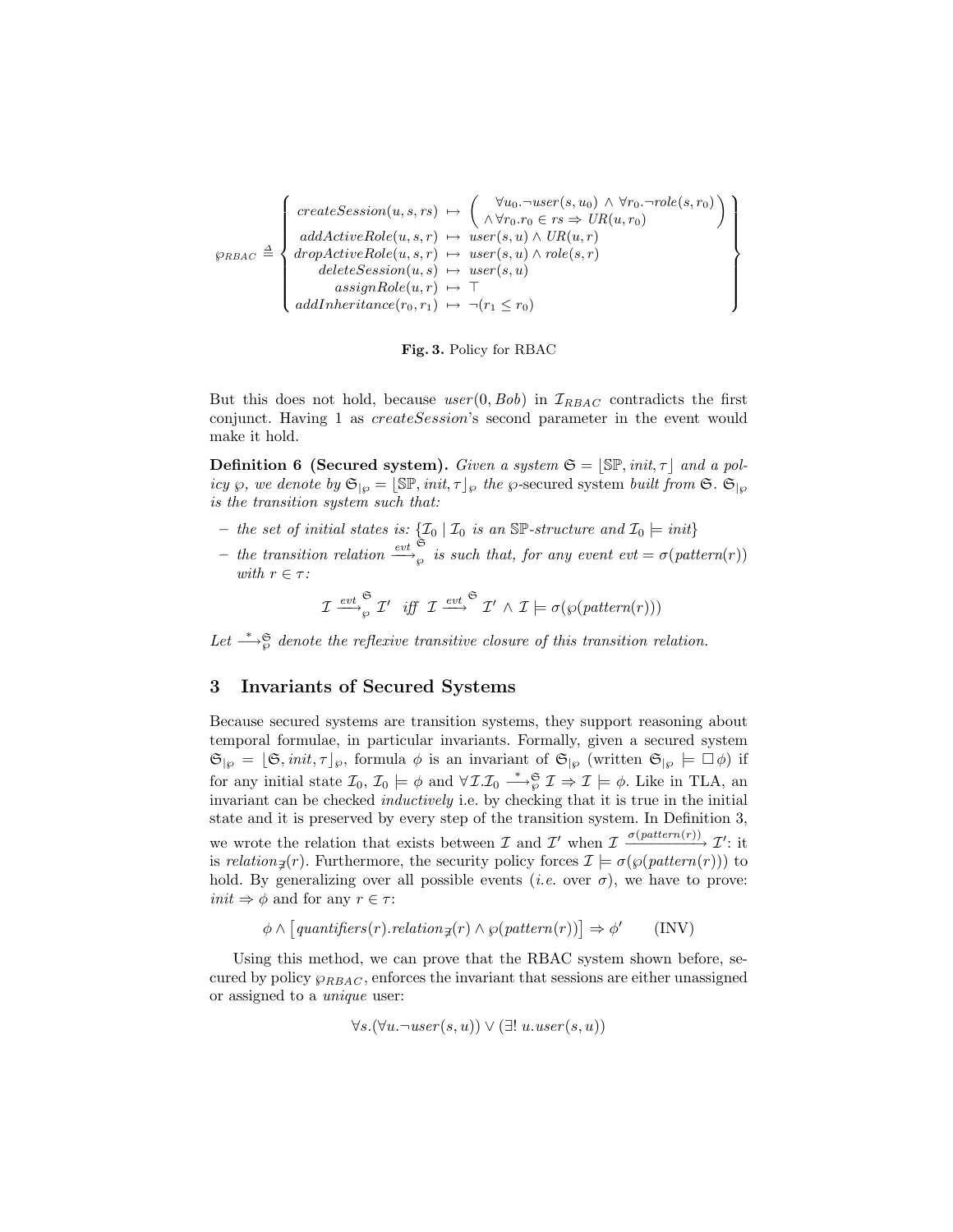$$
\wp_{RBAC} \triangleq \left\{
\begin{array}{rcl}
createSession(u, s, rs) & \mapsto & \left( \begin{array}{c} \forall u_0.\neg user(s, u_0) \wedge \forall r_0.\neg role(s, r_0) \\ \wedge \forall r_0.r_0 \in rs \Rightarrow UR(u, r_0) \end{array} \right) \\
addActiveRole(u, s, r) & \mapsto & user(s, u) \wedge UR(u, r) \\
dropActiveRole(u, s, r) & \mapsto & user(s, u) \wedge role(s, r) \\
deleteSession(u, s) & \mapsto & user(s, u) \\
assignRole(u, r) & \mapsto & \top \\
addInheritance(r_0, r_1) & \mapsto & \neg(r_1 \leq r_0)
\end{array}
\right\}
$$

**Fig. 3.** Policy for RBAC

But this does not hold, because $user(0, Bob)$ in $\mathcal{I}_{RBAC}$ contradicts the first conjunct. Having 1 as *createSession*'s second parameter in the event would make it hold.

**Definition 6 (Secured system).** *Given a system $\mathfrak{S} = \lfloor \mathbb{SP}, init, \tau \rfloor$ and a policy $\wp$, we denote by $\mathfrak{S}_{|\wp} = \lfloor \mathbb{SP}, init, \tau \rfloor_\wp$ the $\wp$-*secured system *built from $\mathfrak{S}$. $\mathfrak{S}_{|\wp}$ is the transition system such that:*

- *the set of initial states is: $\{\mathcal{I}_0 \mid \mathcal{I}_0$ is an $\mathbb{SP}$-structure and $\mathcal{I}_0 \models init\}$*
- *the transition relation $\xrightarrow[\wp]{evt}^{\mathfrak{S}}$ is such that, for any event $evt = \sigma(pattern(r))$ with $r \in \tau$:*

$$
\mathcal{I} \xrightarrow[\wp]{evt}^{\mathfrak{S}} \mathcal{I}' \quad \textit{iff} \quad \mathcal{I} \xrightarrow{evt}^{\mathfrak{S}} \mathcal{I}' \wedge \mathcal{I} \models \sigma(\wp(pattern(r)))
$$

*Let $\xrightarrow{*}{}_{\wp}^{\mathfrak{S}}$ denote the reflexive transitive closure of this transition relation.*

## 3 Invariants of Secured Systems

Because secured systems are transition systems, they support reasoning about temporal formulae, in particular invariants. Formally, given a secured system $\mathfrak{S}_{|\wp} = \lfloor \mathfrak{S}, init, \tau \rfloor_\wp$, formula $\phi$ is an invariant of $\mathfrak{S}_{|\wp}$ (written $\mathfrak{S}_{|\wp} \models \Box\phi$) if for any initial state $\mathcal{I}_0$, $\mathcal{I}_0 \models \phi$ and $\forall \mathcal{I}. \mathcal{I}_0 \xrightarrow{*}{}_{\wp}^{\mathfrak{S}} \mathcal{I} \Rightarrow \mathcal{I} \models \phi$. Like in TLA, an invariant can be checked *inductively* i.e. by checking that it is true in the initial state and it is preserved by every step of the transition system. In Definition 3, we wrote the relation that exists between $\mathcal{I}$ and $\mathcal{I}'$ when $\mathcal{I} \xrightarrow{\sigma(pattern(r))} \mathcal{I}'$: it is $relation_{\not\exists}(r)$. Furthermore, the security policy forces $\mathcal{I} \models \sigma(\wp(pattern(r)))$ to hold. By generalizing over all possible events (*i.e.* over $\sigma$), we have to prove: $init \Rightarrow \phi$ and for any $r \in \tau$:

$$
\phi \wedge \left[ quantifiers(r).relation_{\not\exists}(r) \wedge \wp(pattern(r)) \right] \Rightarrow \phi' \qquad \text{(INV)}
$$

Using this method, we can prove that the RBAC system shown before, secured by policy $\wp_{RBAC}$, enforces the invariant that sessions are either unassigned or assigned to a *unique* user:

$$
\forall s. (\forall u. \neg user(s, u)) \vee (\exists!\ u. user(s, u))
$$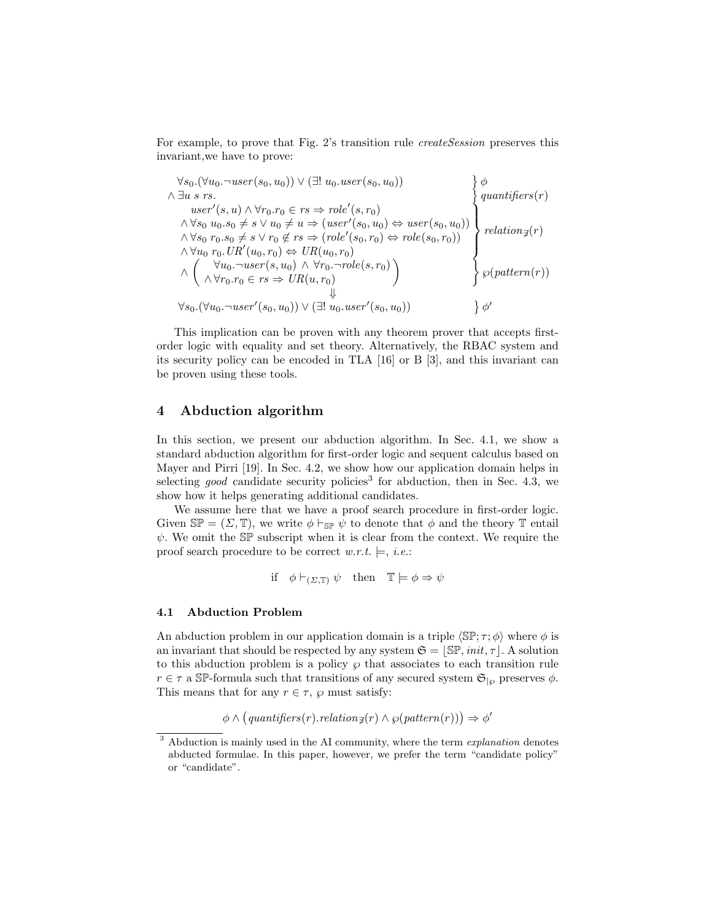For example, to prove that Fig. 2's transition rule *createSession* preserves this invariant,we have to prove:

$$
\begin{array}{ll}
\forall s_0.(\forall u_0.\neg \mathit{user}(s_0,u_0)) \vee (\exists!\ u_0.\mathit{user}(s_0,u_0)) & \big\}\ \phi \\
\wedge\ \exists u\ s\ rs. & \big\}\ \mathit{quantifiers}(r) \\
\quad \left.\begin{array}{l}
\mathit{user}'(s,u) \wedge \forall r_0.r_0 \in rs \Rightarrow \mathit{role}'(s,r_0) \\
\wedge\ \forall s_0\ u_0.s_0 \neq s \vee u_0 \neq u \Rightarrow (\mathit{user}'(s_0,u_0) \Leftrightarrow \mathit{user}(s_0,u_0)) \\
\wedge\ \forall s_0\ r_0.s_0 \neq s \vee r_0 \notin rs \Rightarrow (\mathit{role}'(s_0,r_0) \Leftrightarrow \mathit{role}(s_0,r_0)) \\
\wedge\ \forall u_0\ r_0.\mathit{UR}'(u_0,r_0) \Leftrightarrow \mathit{UR}(u_0,r_0)
\end{array}\right\} & \mathit{relation}_{\not\exists}(r) \\
\quad \wedge \left(\begin{array}{l}
\forall u_0.\neg \mathit{user}(s,u_0)\ \wedge\ \forall r_0.\neg \mathit{role}(s,r_0) \\
\wedge\ \forall r_0.r_0 \in rs \Rightarrow \mathit{UR}(u,r_0)
\end{array}\right) & \big\}\ \wp(\mathit{pattern}(r)) \\
\qquad\qquad\qquad\qquad \Downarrow & \\
\forall s_0.(\forall u_0.\neg \mathit{user}'(s_0,u_0)) \vee (\exists!\ u_0.\mathit{user}'(s_0,u_0)) & \big\}\ \phi'
\end{array}
$$

This implication can be proven with any theorem prover that accepts first-order logic with equality and set theory. Alternatively, the RBAC system and its security policy can be encoded in TLA [16] or B [3], and this invariant can be proven using these tools.

## 4 Abduction algorithm

In this section, we present our abduction algorithm. In Sec. 4.1, we show a standard abduction algorithm for first-order logic and sequent calculus based on Mayer and Pirri [19]. In Sec. 4.2, we show how our application domain helps in selecting *good* candidate security policies[3] for abduction, then in Sec. 4.3, we show how it helps generating additional candidates.

We assume here that we have a proof search procedure in first-order logic. Given $\mathbb{SP} = (\Sigma, \mathbb{T})$, we write $\phi \vdash_{\mathbb{SP}} \psi$ to denote that $\phi$ and the theory $\mathbb{T}$ entail $\psi$. We omit the $\mathbb{SP}$ subscript when it is clear from the context. We require the proof search procedure to be correct *w.r.t.* $\models$, *i.e.*:

$$\text{if} \quad \phi \vdash_{(\Sigma,\mathbb{T})} \psi \quad \text{then} \quad \mathbb{T} \models \phi \Rightarrow \psi$$

### 4.1 Abduction Problem

An abduction problem in our application domain is a triple $\langle \mathbb{SP}; \tau; \phi \rangle$ where $\phi$ is an invariant that should be respected by any system $\mathfrak{S} = \lfloor \mathbb{SP}, \mathit{init}, \tau \rfloor$. A solution to this abduction problem is a policy $\wp$ that associates to each transition rule $r \in \tau$ a $\mathbb{SP}$-formula such that transitions of any secured system $\mathfrak{S}_{|\wp}$ preserves $\phi$. This means that for any $r \in \tau$, $\wp$ must satisfy:

$$\phi \wedge \big(\mathit{quantifiers}(r).\mathit{relation}_{\not\exists}(r) \wedge \wp(\mathit{pattern}(r))\big) \Rightarrow \phi'$$

[3] Abduction is mainly used in the AI community, where the term *explanation* denotes abducted formulae. In this paper, however, we prefer the term "candidate policy" or "candidate".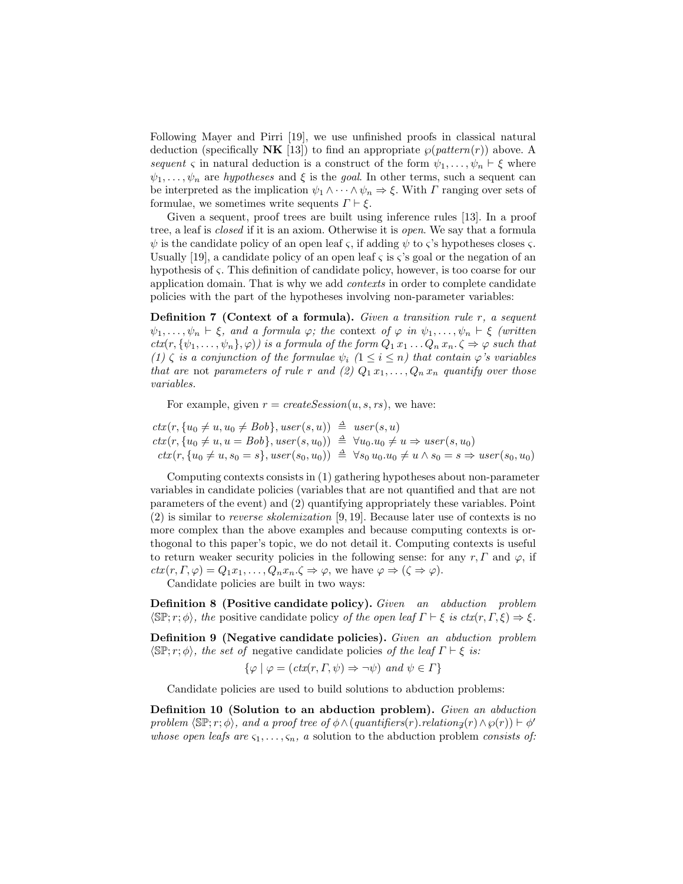Following Mayer and Pirri [19], we use unfinished proofs in classical natural deduction (specifically **NK** [13]) to find an appropriate $\wp(pattern(r))$ above. A *sequent* $\varsigma$ in natural deduction is a construct of the form $\psi_1, \ldots, \psi_n \vdash \xi$ where $\psi_1, \ldots, \psi_n$ are *hypotheses* and $\xi$ is the *goal*. In other terms, such a sequent can be interpreted as the implication $\psi_1 \wedge \cdots \wedge \psi_n \Rightarrow \xi$. With $\Gamma$ ranging over sets of formulae, we sometimes write sequents $\Gamma \vdash \xi$.

Given a sequent, proof trees are built using inference rules [13]. In a proof tree, a leaf is *closed* if it is an axiom. Otherwise it is *open*. We say that a formula $\psi$ is the candidate policy of an open leaf $\varsigma$, if adding $\psi$ to $\varsigma$'s hypotheses closes $\varsigma$. Usually [19], a candidate policy of an open leaf $\varsigma$ is $\varsigma$'s goal or the negation of an hypothesis of $\varsigma$. This definition of candidate policy, however, is too coarse for our application domain. That is why we add *contexts* in order to complete candidate policies with the part of the hypotheses involving non-parameter variables:

**Definition 7 (Context of a formula).** *Given a transition rule $r$, a sequent $\psi_1, \ldots, \psi_n \vdash \xi$, and a formula $\varphi$; the* context *of $\varphi$ in $\psi_1, \ldots, \psi_n \vdash \xi$ (written $ctx(r, \{\psi_1, \ldots, \psi_n\}, \varphi)$) is a formula of the form $Q_1\, x_1 \ldots Q_n\, x_n.\, \zeta \Rightarrow \varphi$ such that (1) $\zeta$ is a conjunction of the formulae $\psi_i$ ($1 \leq i \leq n$) that contain $\varphi$'s variables that are* not *parameters of rule $r$ and (2) $Q_1\, x_1, \ldots, Q_n\, x_n$ quantify over those variables.*

For example, given $r = createSession(u, s, rs)$, we have:

$$
\begin{aligned}
ctx(r, \{u_0 \neq u, u_0 \neq Bob\}, user(s, u)) &\triangleq user(s, u) \\
ctx(r, \{u_0 \neq u, u = Bob\}, user(s, u_0)) &\triangleq \forall u_0. u_0 \neq u \Rightarrow user(s, u_0) \\
ctx(r, \{u_0 \neq u, s_0 = s\}, user(s_0, u_0)) &\triangleq \forall s_0\, u_0. u_0 \neq u \wedge s_0 = s \Rightarrow user(s_0, u_0)
\end{aligned}
$$

Computing contexts consists in (1) gathering hypotheses about non-parameter variables in candidate policies (variables that are not quantified and that are not parameters of the event) and (2) quantifying appropriately these variables. Point (2) is similar to *reverse skolemization* [9, 19]. Because later use of contexts is no more complex than the above examples and because computing contexts is orthogonal to this paper's topic, we do not detail it. Computing contexts is useful to return weaker security policies in the following sense: for any $r, \Gamma$ and $\varphi$, if $ctx(r, \Gamma, \varphi) = Q_1 x_1, \ldots, Q_n x_n.\zeta \Rightarrow \varphi$, we have $\varphi \Rightarrow (\zeta \Rightarrow \varphi)$.

Candidate policies are built in two ways:

**Definition 8 (Positive candidate policy).** *Given an abduction problem $\langle \mathbb{SP}; r; \phi \rangle$, the* positive candidate policy *of the open leaf $\Gamma \vdash \xi$ is $ctx(r, \Gamma, \xi) \Rightarrow \xi$.*

**Definition 9 (Negative candidate policies).** *Given an abduction problem $\langle \mathbb{SP}; r; \phi \rangle$, the set of* negative candidate policies *of the leaf $\Gamma \vdash \xi$ is:*

$$\{\varphi \mid \varphi = (ctx(r, \Gamma, \psi) \Rightarrow \neg\psi) \text{ and } \psi \in \Gamma\}$$

Candidate policies are used to build solutions to abduction problems:

**Definition 10 (Solution to an abduction problem).** *Given an abduction problem $\langle \mathbb{SP}; r; \phi \rangle$, and a proof tree of $\phi \wedge (quantifiers(r).relation_{\not\exists}(r) \wedge \wp(r)) \vdash \phi'$ whose open leafs are $\varsigma_1, \ldots, \varsigma_n$, a* solution to the abduction problem *consists of:*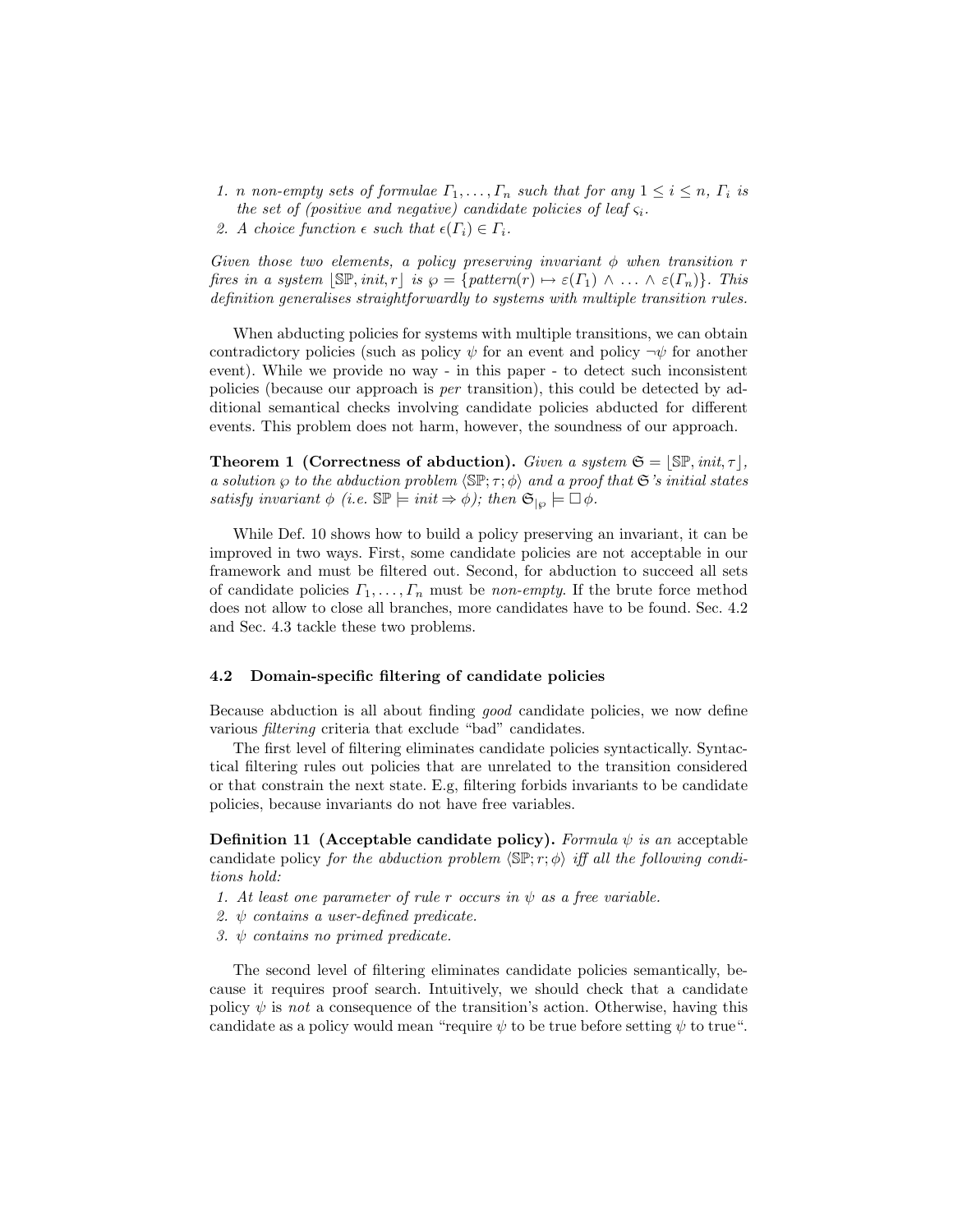1. *$n$ non-empty sets of formulae $\Gamma_1, \ldots, \Gamma_n$ such that for any $1 \leq i \leq n$, $\Gamma_i$ is the set of (positive and negative) candidate policies of leaf $\varsigma_i$.*
2. *A choice function $\epsilon$ such that $\epsilon(\Gamma_i) \in \Gamma_i$.*

*Given those two elements, a policy preserving invariant $\phi$ when transition $r$ fires in a system $\lfloor \mathbb{SP}, init, r \rfloor$ is $\wp = \{pattern(r) \mapsto \varepsilon(\Gamma_1) \wedge \ldots \wedge \varepsilon(\Gamma_n)\}$. This definition generalises straightforwardly to systems with multiple transition rules.*

When abducting policies for systems with multiple transitions, we can obtain contradictory policies (such as policy $\psi$ for an event and policy $\neg\psi$ for another event). While we provide no way - in this paper - to detect such inconsistent policies (because our approach is *per* transition), this could be detected by additional semantical checks involving candidate policies abducted for different events. This problem does not harm, however, the soundness of our approach.

**Theorem 1 (Correctness of abduction).** *Given a system $\mathfrak{S} = \lfloor \mathbb{SP}, init, \tau \rfloor$, a solution $\wp$ to the abduction problem $\langle \mathbb{SP}; \tau; \phi \rangle$ and a proof that $\mathfrak{S}$'s initial states satisfy invariant $\phi$ (i.e. $\mathbb{SP} \models init \Rightarrow \phi$); then $\mathfrak{S}_{|\wp} \models \Box \phi$.*

While Def. 10 shows how to build a policy preserving an invariant, it can be improved in two ways. First, some candidate policies are not acceptable in our framework and must be filtered out. Second, for abduction to succeed all sets of candidate policies $\Gamma_1, \ldots, \Gamma_n$ must be *non-empty*. If the brute force method does not allow to close all branches, more candidates have to be found. Sec. 4.2 and Sec. 4.3 tackle these two problems.

### 4.2 Domain-specific filtering of candidate policies

Because abduction is all about finding *good* candidate policies, we now define various *filtering* criteria that exclude "bad" candidates.

The first level of filtering eliminates candidate policies syntactically. Syntactical filtering rules out policies that are unrelated to the transition considered or that constrain the next state. E.g, filtering forbids invariants to be candidate policies, because invariants do not have free variables.

**Definition 11 (Acceptable candidate policy).** *Formula $\psi$ is an* acceptable candidate policy *for the abduction problem $\langle \mathbb{SP}; r; \phi \rangle$ iff all the following conditions hold:*

1. *At least one parameter of rule $r$ occurs in $\psi$ as a free variable.*
2. *$\psi$ contains a user-defined predicate.*
3. *$\psi$ contains no primed predicate.*

The second level of filtering eliminates candidate policies semantically, because it requires proof search. Intuitively, we should check that a candidate policy $\psi$ is *not* a consequence of the transition's action. Otherwise, having this candidate as a policy would mean "require $\psi$ to be true before setting $\psi$ to true".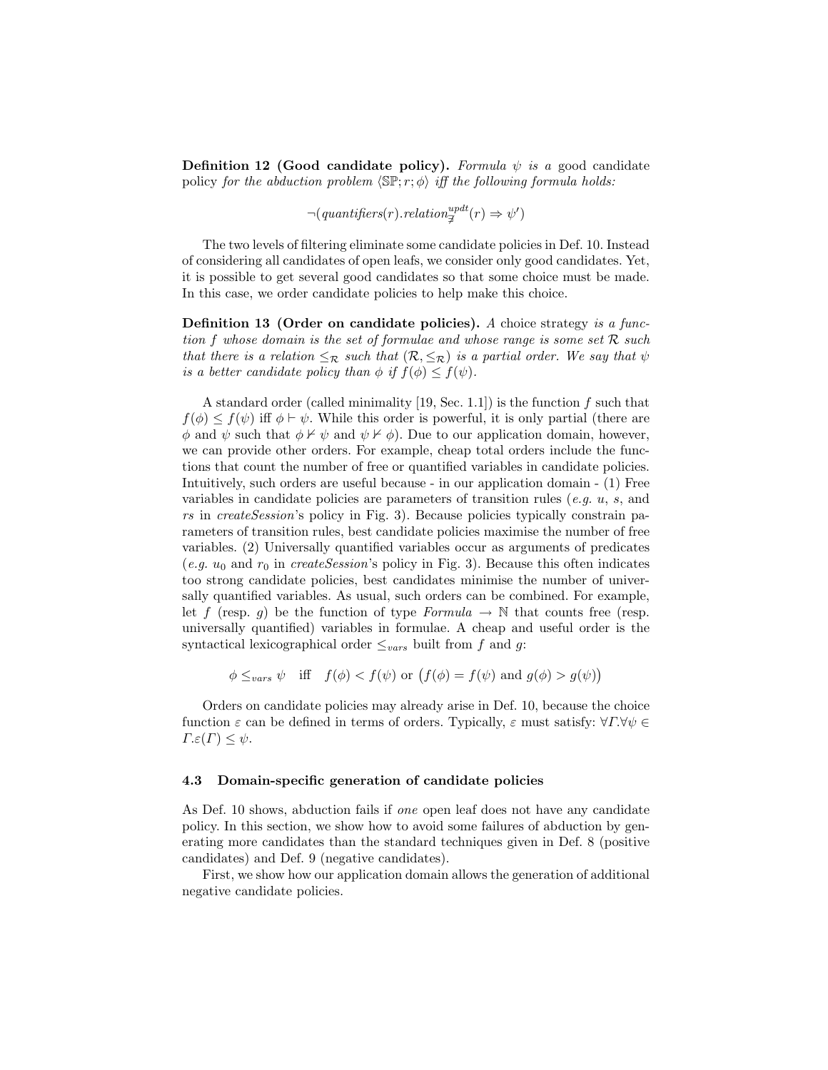**Definition 12 (Good candidate policy).** *Formula* $\psi$ *is a* good candidate policy *for the abduction problem* $\langle \mathbb{SP}; r; \phi \rangle$ *iff the following formula holds:*

$$\neg(\mathit{quantifiers}(r).\mathit{relation}_{\nexists}^{\mathit{updt}}(r) \Rightarrow \psi')$$

The two levels of filtering eliminate some candidate policies in Def. 10. Instead of considering all candidates of open leafs, we consider only good candidates. Yet, it is possible to get several good candidates so that some choice must be made. In this case, we order candidate policies to help make this choice.

**Definition 13 (Order on candidate policies).** *A* choice strategy *is a function* $f$ *whose domain is the set of formulae and whose range is some set* $\mathcal{R}$ *such that there is a relation* $\leq_{\mathcal{R}}$ *such that* $(\mathcal{R}, \leq_{\mathcal{R}})$ *is a partial order. We say that* $\psi$ *is a better candidate policy than* $\phi$ *if* $f(\phi) \leq f(\psi)$*.*

A standard order (called minimality [19, Sec. 1.1]) is the function $f$ such that $f(\phi) \leq f(\psi)$ iff $\phi \vdash \psi$. While this order is powerful, it is only partial (there are $\phi$ and $\psi$ such that $\phi \nvdash \psi$ and $\psi \nvdash \phi$). Due to our application domain, however, we can provide other orders. For example, cheap total orders include the functions that count the number of free or quantified variables in candidate policies. Intuitively, such orders are useful because - in our application domain - (1) Free variables in candidate policies are parameters of transition rules (*e.g.* $u$, $s$, and $rs$ in *createSession*'s policy in Fig. 3). Because policies typically constrain parameters of transition rules, best candidate policies maximise the number of free variables. (2) Universally quantified variables occur as arguments of predicates (*e.g.* $u_0$ and $r_0$ in *createSession*'s policy in Fig. 3). Because this often indicates too strong candidate policies, best candidates minimise the number of universally quantified variables. As usual, such orders can be combined. For example, let $f$ (resp. $g$) be the function of type *Formula* $\rightarrow \mathbb{N}$ that counts free (resp. universally quantified) variables in formulae. A cheap and useful order is the syntactical lexicographical order $\leq_{vars}$ built from $f$ and $g$:

$$\phi \leq_{vars} \psi \quad \text{iff} \quad f(\phi) < f(\psi) \text{ or } \big(f(\phi) = f(\psi) \text{ and } g(\phi) > g(\psi)\big)$$

Orders on candidate policies may already arise in Def. 10, because the choice function $\varepsilon$ can be defined in terms of orders. Typically, $\varepsilon$ must satisfy: $\forall \Gamma. \forall \psi \in \Gamma. \varepsilon(\Gamma) \leq \psi$.

### 4.3 Domain-specific generation of candidate policies

As Def. 10 shows, abduction fails if *one* open leaf does not have any candidate policy. In this section, we show how to avoid some failures of abduction by generating more candidates than the standard techniques given in Def. 8 (positive candidates) and Def. 9 (negative candidates).

First, we show how our application domain allows the generation of additional negative candidate policies.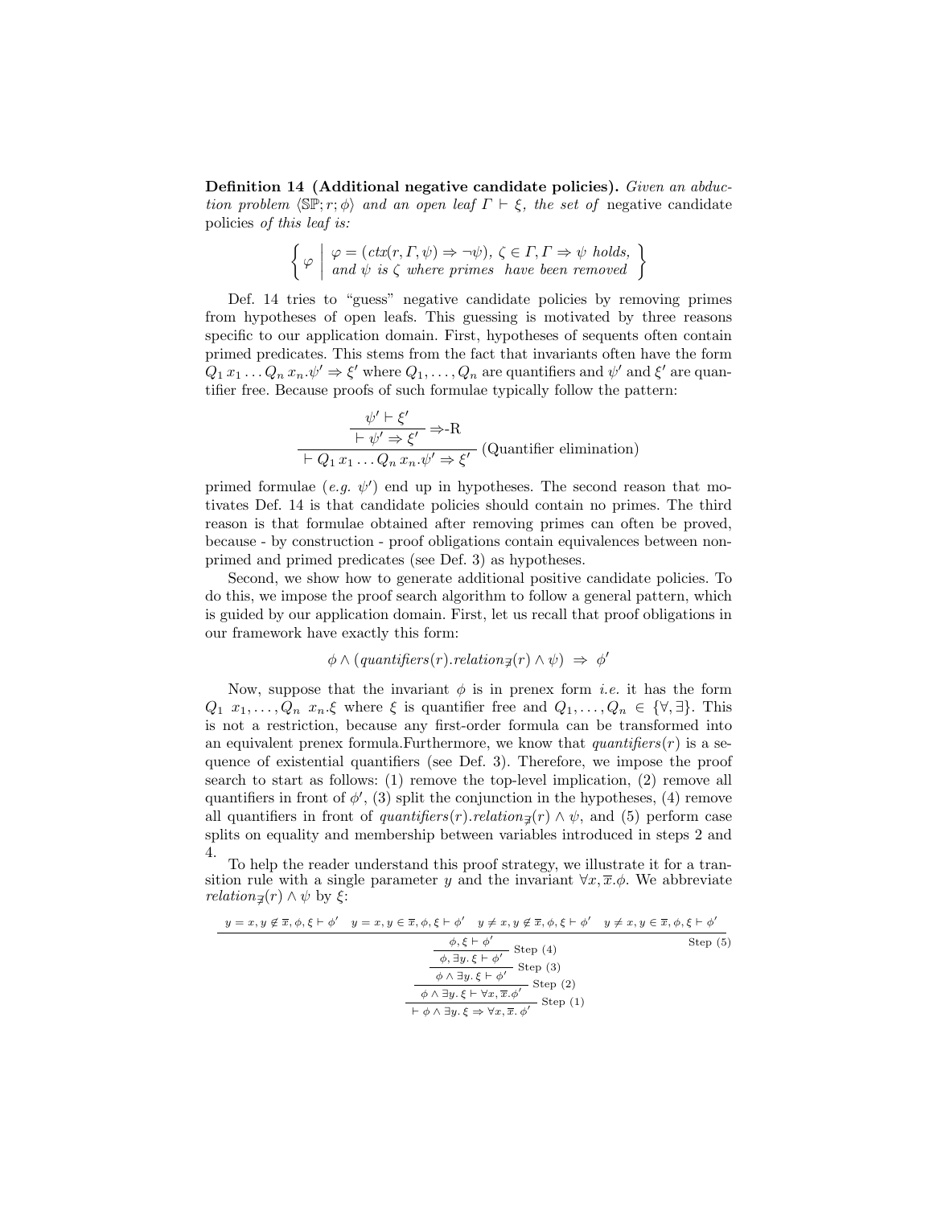**Definition 14 (Additional negative candidate policies).** *Given an abduction problem* $\langle \mathbb{SP}; r; \phi \rangle$ *and an open leaf* $\Gamma \vdash \xi$*, the set of* negative candidate policies *of this leaf is:*

$$\left\{ \varphi \;\middle|\; \begin{array}{l} \varphi = (ctx(r, \Gamma, \psi) \Rightarrow \neg\psi),\ \zeta \in \Gamma, \Gamma \Rightarrow \psi \textit{ holds,} \\ \textit{and } \psi \textit{ is } \zeta \textit{ where primes have been removed} \end{array} \right\}$$

Def. 14 tries to "guess" negative candidate policies by removing primes from hypotheses of open leafs. This guessing is motivated by three reasons specific to our application domain. First, hypotheses of sequents often contain primed predicates. This stems from the fact that invariants often have the form $Q_1\, x_1 \ldots Q_n\, x_n.\psi' \Rightarrow \xi'$ where $Q_1, \ldots, Q_n$ are quantifiers and $\psi'$ and $\xi'$ are quantifier free. Because proofs of such formulae typically follow the pattern:

$$\dfrac{\dfrac{\psi' \vdash \xi'}{\vdash \psi' \Rightarrow \xi'}\ \Rightarrow\text{-R}}{\vdash Q_1\, x_1 \ldots Q_n\, x_n.\psi' \Rightarrow \xi'}\ \text{(Quantifier elimination)}$$

primed formulae (*e.g.* $\psi'$) end up in hypotheses. The second reason that motivates Def. 14 is that candidate policies should contain no primes. The third reason is that formulae obtained after removing primes can often be proved, because - by construction - proof obligations contain equivalences between non-primed and primed predicates (see Def. 3) as hypotheses.

Second, we show how to generate additional positive candidate policies. To do this, we impose the proof search algorithm to follow a general pattern, which is guided by our application domain. First, let us recall that proof obligations in our framework have exactly this form:

$$\phi \wedge (\textit{quantifiers}(r).\textit{relation}_{\not\exists}(r) \wedge \psi) \;\Rightarrow\; \phi'$$

Now, suppose that the invariant $\phi$ is in prenex form *i.e.* it has the form $Q_1\ x_1, \ldots, Q_n\ x_n.\xi$ where $\xi$ is quantifier free and $Q_1, \ldots, Q_n \in \{\forall, \exists\}$. This is not a restriction, because any first-order formula can be transformed into an equivalent prenex formula.Furthermore, we know that $\textit{quantifiers}(r)$ is a sequence of existential quantifiers (see Def. 3). Therefore, we impose the proof search to start as follows: (1) remove the top-level implication, (2) remove all quantifiers in front of $\phi'$, (3) split the conjunction in the hypotheses, (4) remove all quantifiers in front of $\textit{quantifiers}(r).\textit{relation}_{\not\exists}(r) \wedge \psi$, and (5) perform case splits on equality and membership between variables introduced in steps 2 and 4.

To help the reader understand this proof strategy, we illustrate it for a transition rule with a single parameter $y$ and the invariant $\forall x, \overline{x}.\phi$. We abbreviate $\textit{relation}_{\not\exists}(r) \wedge \psi$ by $\xi$:

$$\dfrac{\dfrac{\dfrac{\dfrac{\dfrac{y = x, y \notin \overline{x}, \phi, \xi \vdash \phi' \quad y = x, y \in \overline{x}, \phi, \xi \vdash \phi' \quad y \neq x, y \notin \overline{x}, \phi, \xi \vdash \phi' \quad y \neq x, y \in \overline{x}, \phi, \xi \vdash \phi'}{\phi, \xi \vdash \phi'}\ \text{Step (5)}}{\phi, \exists y.\, \xi \vdash \phi'}\ \text{Step (4)}}{\phi \wedge \exists y.\, \xi \vdash \phi'}\ \text{Step (3)}}{\phi \wedge \exists y.\, \xi \vdash \forall x, \overline{x}.\phi'}\ \text{Step (2)}}{\vdash \phi \wedge \exists y.\, \xi \Rightarrow \forall x, \overline{x}.\, \phi'}\ \text{Step (1)}$$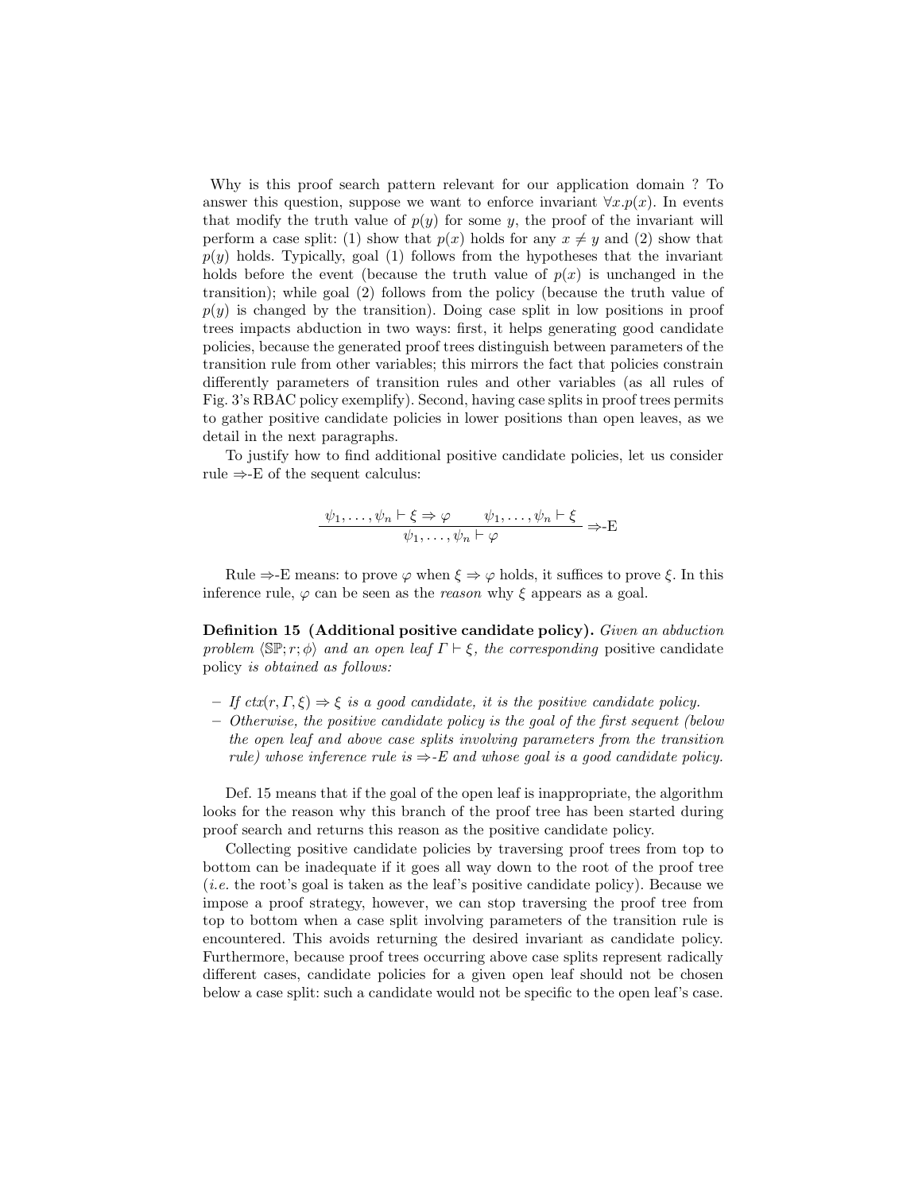Why is this proof search pattern relevant for our application domain ? To answer this question, suppose we want to enforce invariant $\forall x.p(x)$. In events that modify the truth value of $p(y)$ for some $y$, the proof of the invariant will perform a case split: (1) show that $p(x)$ holds for any $x \neq y$ and (2) show that $p(y)$ holds. Typically, goal (1) follows from the hypotheses that the invariant holds before the event (because the truth value of $p(x)$ is unchanged in the transition); while goal (2) follows from the policy (because the truth value of $p(y)$ is changed by the transition). Doing case split in low positions in proof trees impacts abduction in two ways: first, it helps generating good candidate policies, because the generated proof trees distinguish between parameters of the transition rule from other variables; this mirrors the fact that policies constrain differently parameters of transition rules and other variables (as all rules of Fig. 3's RBAC policy exemplify). Second, having case splits in proof trees permits to gather positive candidate policies in lower positions than open leaves, as we detail in the next paragraphs.

To justify how to find additional positive candidate policies, let us consider rule $\Rightarrow$-E of the sequent calculus:

$$\frac{\psi_1, \ldots, \psi_n \vdash \xi \Rightarrow \varphi \qquad \psi_1, \ldots, \psi_n \vdash \xi}{\psi_1, \ldots, \psi_n \vdash \varphi} \Rightarrow\text{-E}$$

Rule $\Rightarrow$-E means: to prove $\varphi$ when $\xi \Rightarrow \varphi$ holds, it suffices to prove $\xi$. In this inference rule, $\varphi$ can be seen as the *reason* why $\xi$ appears as a goal.

**Definition 15 (Additional positive candidate policy).** *Given an abduction problem $\langle \mathbb{SP}; r; \phi \rangle$ and an open leaf $\Gamma \vdash \xi$, the corresponding* positive candidate policy *is obtained as follows:*

- *If $ctx(r, \Gamma, \xi) \Rightarrow \xi$ is a good candidate, it is the positive candidate policy.*
- *Otherwise, the positive candidate policy is the goal of the first sequent (below the open leaf and above case splits involving parameters from the transition rule) whose inference rule is $\Rightarrow$-E and whose goal is a good candidate policy.*

Def. 15 means that if the goal of the open leaf is inappropriate, the algorithm looks for the reason why this branch of the proof tree has been started during proof search and returns this reason as the positive candidate policy.

Collecting positive candidate policies by traversing proof trees from top to bottom can be inadequate if it goes all way down to the root of the proof tree (*i.e.* the root's goal is taken as the leaf's positive candidate policy). Because we impose a proof strategy, however, we can stop traversing the proof tree from top to bottom when a case split involving parameters of the transition rule is encountered. This avoids returning the desired invariant as candidate policy. Furthermore, because proof trees occurring above case splits represent radically different cases, candidate policies for a given open leaf should not be chosen below a case split: such a candidate would not be specific to the open leaf's case.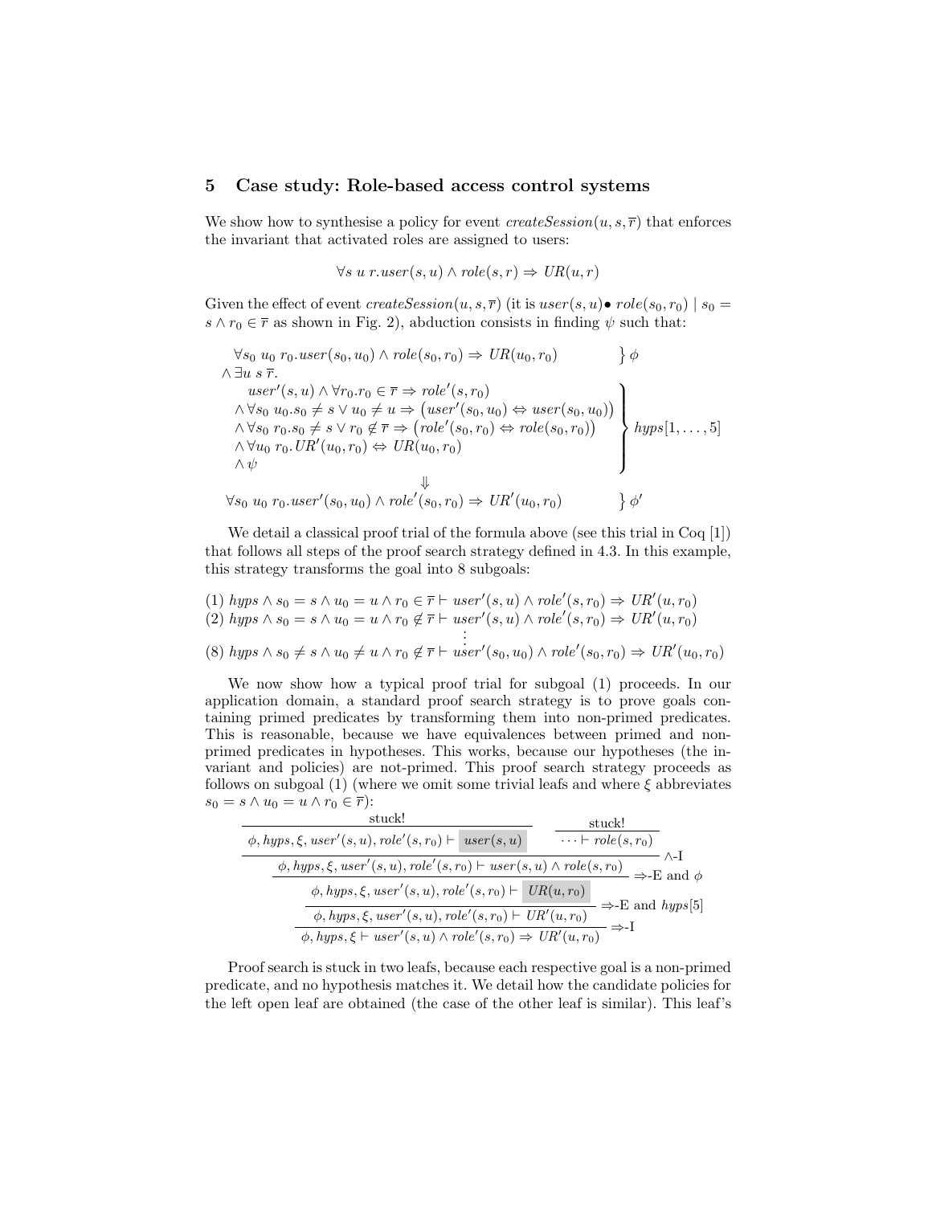## 5 Case study: Role-based access control systems

We show how to synthesise a policy for event $createSession(u, s, \overline{r})$ that enforces the invariant that activated roles are assigned to users:

$$\forall s\ u\ r. user(s, u) \wedge role(s, r) \Rightarrow UR(u, r)$$

Given the effect of event $createSession(u, s, \overline{r})$ (it is $user(s, u) \bullet\ role(s_0, r_0) \mid s_0 = s \wedge r_0 \in \overline{r}$ as shown in Fig. 2), abduction consists in finding $\psi$ such that:

$$
\begin{array}{ll}
\forall s_0\ u_0\ r_0. user(s_0, u_0) \wedge role(s_0, r_0) \Rightarrow UR(u_0, r_0) & \big\} \ \phi \\
\wedge\, \exists u\ s\ \overline{r}. & \\
\quad \left.\begin{array}{l}
user'(s, u) \wedge \forall r_0. r_0 \in \overline{r} \Rightarrow role'(s, r_0) \\
\wedge\, \forall s_0\ u_0. s_0 \neq s \vee u_0 \neq u \Rightarrow \big(user'(s_0, u_0) \Leftrightarrow user(s_0, u_0)\big) \\
\wedge\, \forall s_0\ r_0. s_0 \neq s \vee r_0 \notin \overline{r} \Rightarrow \big(role'(s_0, r_0) \Leftrightarrow role(s_0, r_0)\big) \\
\wedge\, \forall u_0\ r_0. UR'(u_0, r_0) \Leftrightarrow UR(u_0, r_0) \\
\wedge\, \psi
\end{array}\right\} & hyps[1, \ldots, 5] \\
\qquad\qquad\qquad\qquad \Downarrow & \\
\forall s_0\ u_0\ r_0. user'(s_0, u_0) \wedge role'(s_0, r_0) \Rightarrow UR'(u_0, r_0) & \big\} \ \phi'
\end{array}
$$

We detail a classical proof trial of the formula above (see this trial in Coq [1]) that follows all steps of the proof search strategy defined in 4.3. In this example, this strategy transforms the goal into 8 subgoals:

(1) $hyps \wedge s_0 = s \wedge u_0 = u \wedge r_0 \in \overline{r} \vdash user'(s, u) \wedge role'(s, r_0) \Rightarrow UR'(u, r_0)$
(2) $hyps \wedge s_0 = s \wedge u_0 = u \wedge r_0 \notin \overline{r} \vdash user'(s, u) \wedge role'(s, r_0) \Rightarrow UR'(u, r_0)$
$\vdots$
(8) $hyps \wedge s_0 \neq s \wedge u_0 \neq u \wedge r_0 \notin \overline{r} \vdash user'(s_0, u_0) \wedge role'(s_0, r_0) \Rightarrow UR'(u_0, r_0)$

We now show how a typical proof trial for subgoal (1) proceeds. In our application domain, a standard proof search strategy is to prove goals containing primed predicates by transforming them into non-primed predicates. This is reasonable, because we have equivalences between primed and non-primed predicates in hypotheses. This works, because our hypotheses (the invariant and policies) are not-primed. This proof search strategy proceeds as follows on subgoal (1) (where we omit some trivial leafs and where $\xi$ abbreviates $s_0 = s \wedge u_0 = u \wedge r_0 \in \overline{r}$):

$$
\dfrac{
\dfrac{
\dfrac{
\dfrac{
\dfrac{\text{stuck!}}{\phi, hyps, \xi, user'(s, u), role'(s, r_0) \vdash \boxed{user(s, u)}}
\qquad
\dfrac{\text{stuck!}}{\cdots \vdash role(s, r_0)}
}{\phi, hyps, \xi, user'(s, u), role'(s, r_0) \vdash user(s, u) \wedge role(s, r_0)}\ \wedge\text{-I}
}{\phi, hyps, \xi, user'(s, u), role'(s, r_0) \vdash \boxed{UR(u, r_0)}}\ \Rightarrow\text{-E and } \phi
}{\phi, hyps, \xi, user'(s, u), role'(s, r_0) \vdash UR'(u, r_0)}\ \Rightarrow\text{-E and } hyps[5]
}{\phi, hyps, \xi \vdash user'(s, u) \wedge role'(s, r_0) \Rightarrow UR'(u, r_0)}\ \Rightarrow\text{-I}
$$

Proof search is stuck in two leafs, because each respective goal is a non-primed predicate, and no hypothesis matches it. We detail how the candidate policies for the left open leaf are obtained (the case of the other leaf is similar). This leaf's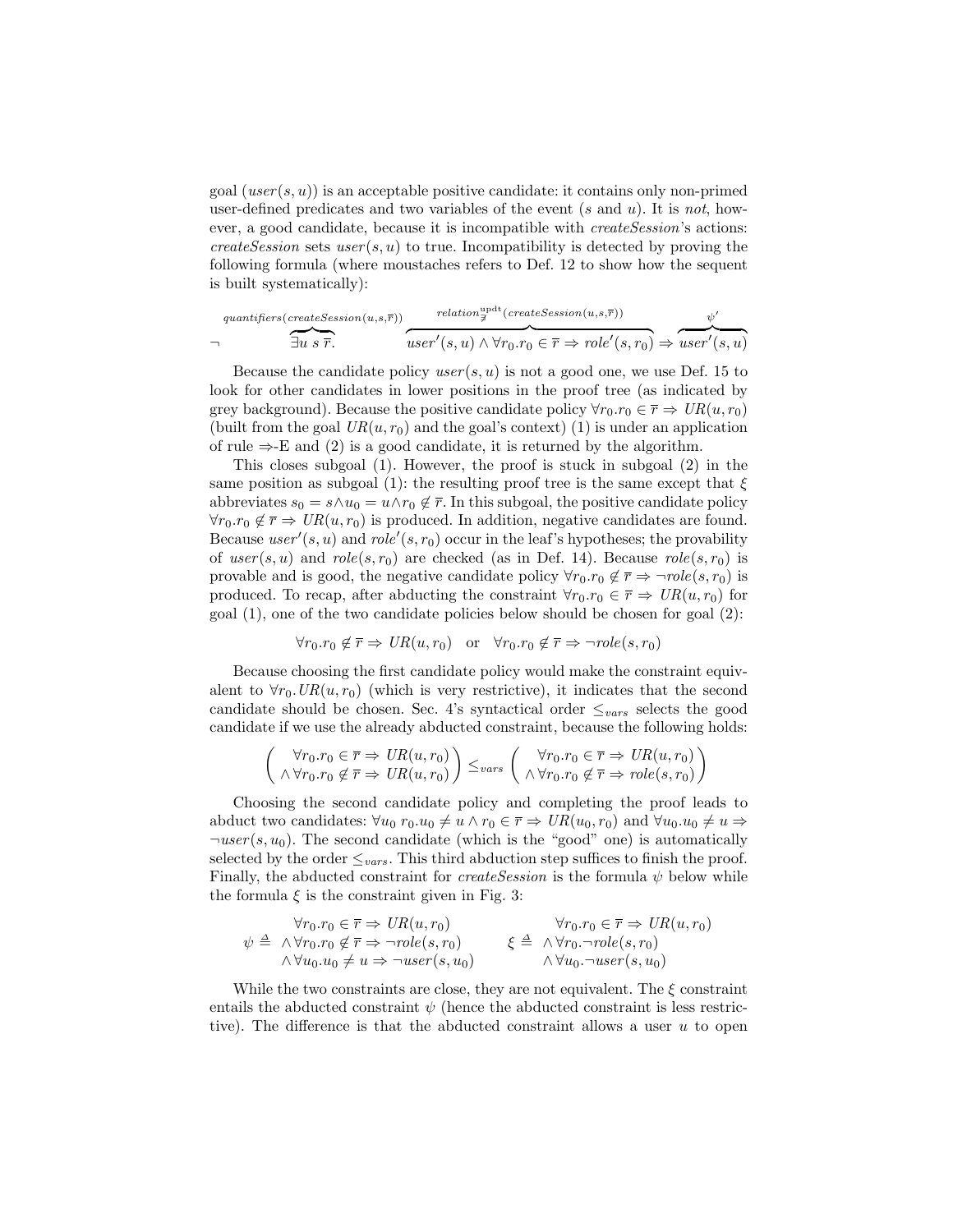goal ($user(s,u)$) is an acceptable positive candidate: it contains only non-primed user-defined predicates and two variables of the event ($s$ and $u$). It is *not*, however, a good candidate, because it is incompatible with *createSession*'s actions: *createSession* sets $user(s,u)$ to true. Incompatibility is detected by proving the following formula (where moustaches refers to Def. 12 to show how the sequent is built systematically):

$$\neg \overbrace{\exists u\ s\ \overline{r}.}^{quantifiers(createSession(u,s,\overline{r}))} \overbrace{user'(s,u) \wedge \forall r_0.r_0 \in \overline{r} \Rightarrow role'(s,r_0)}^{relation^{\text{updt}}_{\nexists}(createSession(u,s,\overline{r}))} \Rightarrow \overbrace{user'(s,u)}^{\psi'}$$

Because the candidate policy $user(s,u)$ is not a good one, we use Def. 15 to look for other candidates in lower positions in the proof tree (as indicated by grey background). Because the positive candidate policy $\forall r_0.r_0 \in \overline{r} \Rightarrow UR(u,r_0)$ (built from the goal $UR(u,r_0)$ and the goal's context) (1) is under an application of rule $\Rightarrow$-E and (2) is a good candidate, it is returned by the algorithm.

This closes subgoal (1). However, the proof is stuck in subgoal (2) in the same position as subgoal (1): the resulting proof tree is the same except that $\xi$ abbreviates $s_0 = s \wedge u_0 = u \wedge r_0 \notin \overline{r}$. In this subgoal, the positive candidate policy $\forall r_0.r_0 \notin \overline{r} \Rightarrow UR(u,r_0)$ is produced. In addition, negative candidates are found. Because $user'(s,u)$ and $role'(s,r_0)$ occur in the leaf's hypotheses; the provability of $user(s,u)$ and $role(s,r_0)$ are checked (as in Def. 14). Because $role(s,r_0)$ is provable and is good, the negative candidate policy $\forall r_0.r_0 \notin \overline{r} \Rightarrow \neg role(s,r_0)$ is produced. To recap, after abducting the constraint $\forall r_0.r_0 \in \overline{r} \Rightarrow UR(u,r_0)$ for goal (1), one of the two candidate policies below should be chosen for goal (2):

$$\forall r_0.r_0 \notin \overline{r} \Rightarrow UR(u,r_0) \quad \text{or} \quad \forall r_0.r_0 \notin \overline{r} \Rightarrow \neg role(s,r_0)$$

Because choosing the first candidate policy would make the constraint equivalent to $\forall r_0.UR(u,r_0)$ (which is very restrictive), it indicates that the second candidate should be chosen. Sec. 4's syntactical order $\leq_{vars}$ selects the good candidate if we use the already abducted constraint, because the following holds:

$$\begin{pmatrix} \forall r_0.r_0 \in \overline{r} \Rightarrow UR(u,r_0) \\ \wedge \forall r_0.r_0 \notin \overline{r} \Rightarrow UR(u,r_0) \end{pmatrix} \leq_{vars} \begin{pmatrix} \forall r_0.r_0 \in \overline{r} \Rightarrow UR(u,r_0) \\ \wedge \forall r_0.r_0 \notin \overline{r} \Rightarrow role(s,r_0) \end{pmatrix}$$

Choosing the second candidate policy and completing the proof leads to abduct two candidates: $\forall u_0\ r_0.u_0 \neq u \wedge r_0 \in \overline{r} \Rightarrow UR(u_0,r_0)$ and $\forall u_0.u_0 \neq u \Rightarrow \neg user(s,u_0)$. The second candidate (which is the "good" one) is automatically selected by the order $\leq_{vars}$. This third abduction step suffices to finish the proof. Finally, the abducted constraint for *createSession* is the formula $\psi$ below while the formula $\xi$ is the constraint given in Fig. 3:

$$\psi \triangleq \begin{array}{l} \forall r_0.r_0 \in \overline{r} \Rightarrow UR(u,r_0) \\ \wedge \forall r_0.r_0 \notin \overline{r} \Rightarrow \neg role(s,r_0) \\ \wedge \forall u_0.u_0 \neq u \Rightarrow \neg user(s,u_0) \end{array} \qquad \xi \triangleq \begin{array}{l} \forall r_0.r_0 \in \overline{r} \Rightarrow UR(u,r_0) \\ \wedge \forall r_0.\neg role(s,r_0) \\ \wedge \forall u_0.\neg user(s,u_0) \end{array}$$

While the two constraints are close, they are not equivalent. The $\xi$ constraint entails the abducted constraint $\psi$ (hence the abducted constraint is less restrictive). The difference is that the abducted constraint allows a user $u$ to open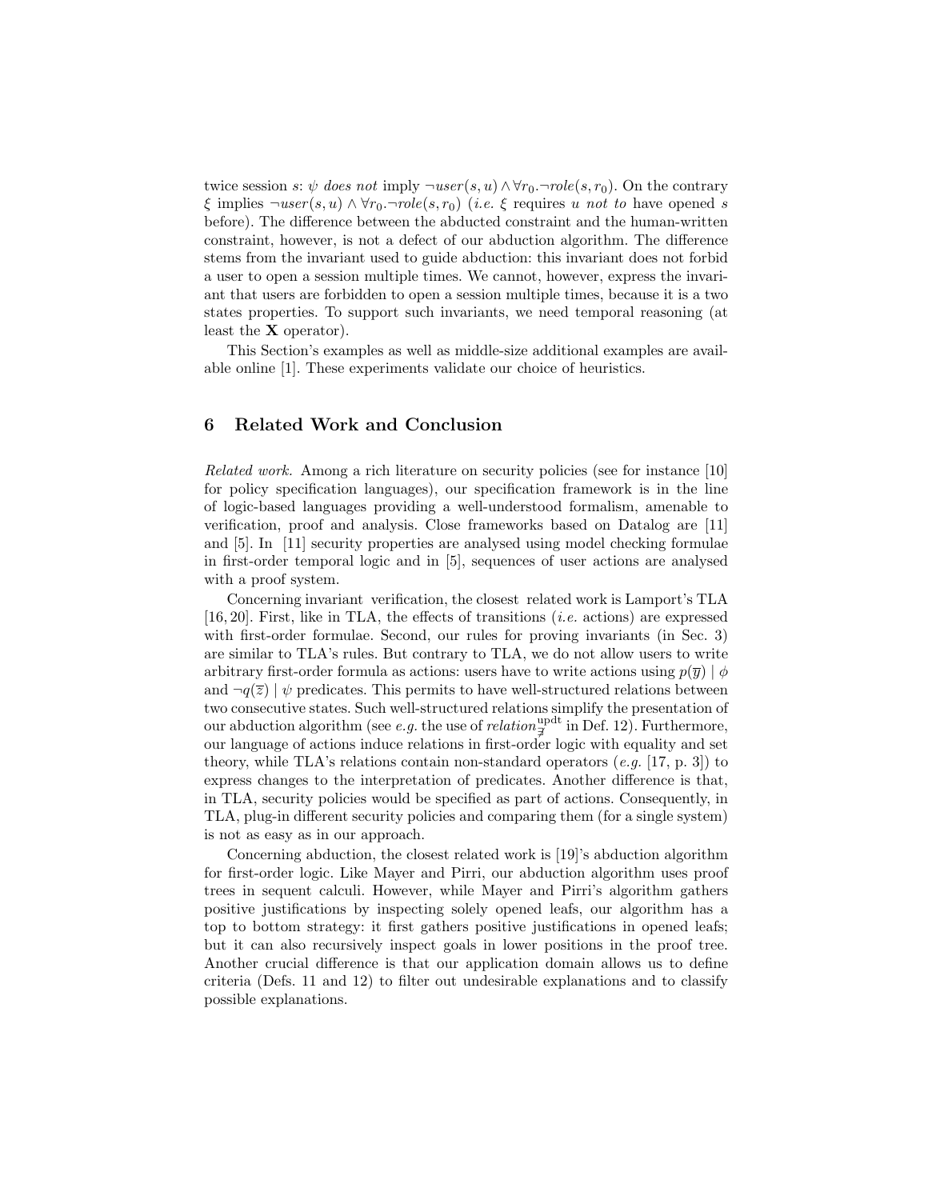twice session $s$: $\psi$ *does not* imply $\neg user(s, u) \wedge \forall r_0 . \neg role(s, r_0)$. On the contrary $\xi$ implies $\neg user(s, u) \wedge \forall r_0 . \neg role(s, r_0)$ (*i.e.* $\xi$ requires $u$ *not to* have opened $s$ before). The difference between the abducted constraint and the human-written constraint, however, is not a defect of our abduction algorithm. The difference stems from the invariant used to guide abduction: this invariant does not forbid a user to open a session multiple times. We cannot, however, express the invariant that users are forbidden to open a session multiple times, because it is a two states properties. To support such invariants, we need temporal reasoning (at least the **X** operator).

This Section's examples as well as middle-size additional examples are available online [1]. These experiments validate our choice of heuristics.

## 6 Related Work and Conclusion

*Related work.* Among a rich literature on security policies (see for instance [10] for policy specification languages), our specification framework is in the line of logic-based languages providing a well-understood formalism, amenable to verification, proof and analysis. Close frameworks based on Datalog are [11] and [5]. In [11] security properties are analysed using model checking formulae in first-order temporal logic and in [5], sequences of user actions are analysed with a proof system.

Concerning invariant verification, the closest related work is Lamport's TLA [16, 20]. First, like in TLA, the effects of transitions (*i.e.* actions) are expressed with first-order formulae. Second, our rules for proving invariants (in Sec. 3) are similar to TLA's rules. But contrary to TLA, we do not allow users to write arbitrary first-order formula as actions: users have to write actions using $p(\overline{y}) \mid \phi$ and $\neg q(\overline{z}) \mid \psi$ predicates. This permits to have well-structured relations between two consecutive states. Such well-structured relations simplify the presentation of our abduction algorithm (see *e.g.* the use of $relation^{\mathrm{updt}}_{\overline{\neq}}$ in Def. 12). Furthermore, our language of actions induce relations in first-order logic with equality and set theory, while TLA's relations contain non-standard operators (*e.g.* [17, p. 3]) to express changes to the interpretation of predicates. Another difference is that, in TLA, security policies would be specified as part of actions. Consequently, in TLA, plug-in different security policies and comparing them (for a single system) is not as easy as in our approach.

Concerning abduction, the closest related work is [19]'s abduction algorithm for first-order logic. Like Mayer and Pirri, our abduction algorithm uses proof trees in sequent calculi. However, while Mayer and Pirri's algorithm gathers positive justifications by inspecting solely opened leafs, our algorithm has a top to bottom strategy: it first gathers positive justifications in opened leafs; but it can also recursively inspect goals in lower positions in the proof tree. Another crucial difference is that our application domain allows us to define criteria (Defs. 11 and 12) to filter out undesirable explanations and to classify possible explanations.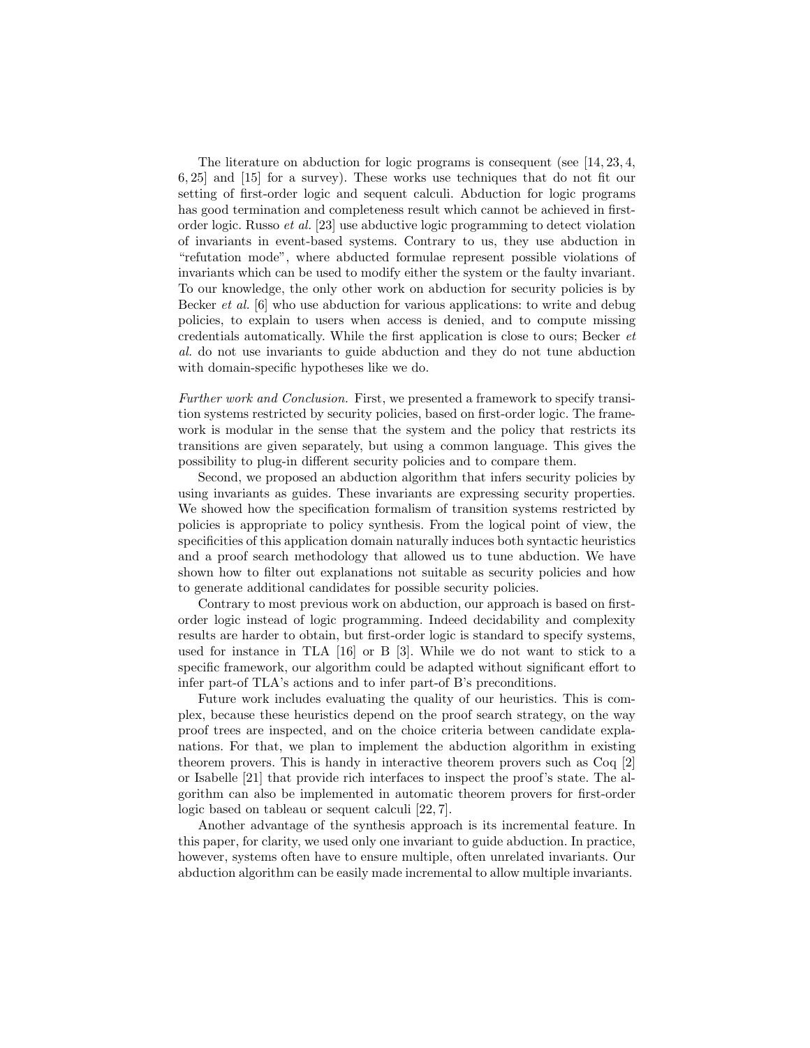The literature on abduction for logic programs is consequent (see [14, 23, 4, 6, 25] and [15] for a survey). These works use techniques that do not fit our setting of first-order logic and sequent calculi. Abduction for logic programs has good termination and completeness result which cannot be achieved in first-order logic. Russo *et al.* [23] use abductive logic programming to detect violation of invariants in event-based systems. Contrary to us, they use abduction in "refutation mode", where abducted formulae represent possible violations of invariants which can be used to modify either the system or the faulty invariant. To our knowledge, the only other work on abduction for security policies is by Becker *et al.* [6] who use abduction for various applications: to write and debug policies, to explain to users when access is denied, and to compute missing credentials automatically. While the first application is close to ours; Becker *et al.* do not use invariants to guide abduction and they do not tune abduction with domain-specific hypotheses like we do.

*Further work and Conclusion.* First, we presented a framework to specify transition systems restricted by security policies, based on first-order logic. The framework is modular in the sense that the system and the policy that restricts its transitions are given separately, but using a common language. This gives the possibility to plug-in different security policies and to compare them.

Second, we proposed an abduction algorithm that infers security policies by using invariants as guides. These invariants are expressing security properties. We showed how the specification formalism of transition systems restricted by policies is appropriate to policy synthesis. From the logical point of view, the specificities of this application domain naturally induces both syntactic heuristics and a proof search methodology that allowed us to tune abduction. We have shown how to filter out explanations not suitable as security policies and how to generate additional candidates for possible security policies.

Contrary to most previous work on abduction, our approach is based on first-order logic instead of logic programming. Indeed decidability and complexity results are harder to obtain, but first-order logic is standard to specify systems, used for instance in TLA [16] or B [3]. While we do not want to stick to a specific framework, our algorithm could be adapted without significant effort to infer part-of TLA's actions and to infer part-of B's preconditions.

Future work includes evaluating the quality of our heuristics. This is complex, because these heuristics depend on the proof search strategy, on the way proof trees are inspected, and on the choice criteria between candidate explanations. For that, we plan to implement the abduction algorithm in existing theorem provers. This is handy in interactive theorem provers such as Coq [2] or Isabelle [21] that provide rich interfaces to inspect the proof's state. The algorithm can also be implemented in automatic theorem provers for first-order logic based on tableau or sequent calculi [22, 7].

Another advantage of the synthesis approach is its incremental feature. In this paper, for clarity, we used only one invariant to guide abduction. In practice, however, systems often have to ensure multiple, often unrelated invariants. Our abduction algorithm can be easily made incremental to allow multiple invariants.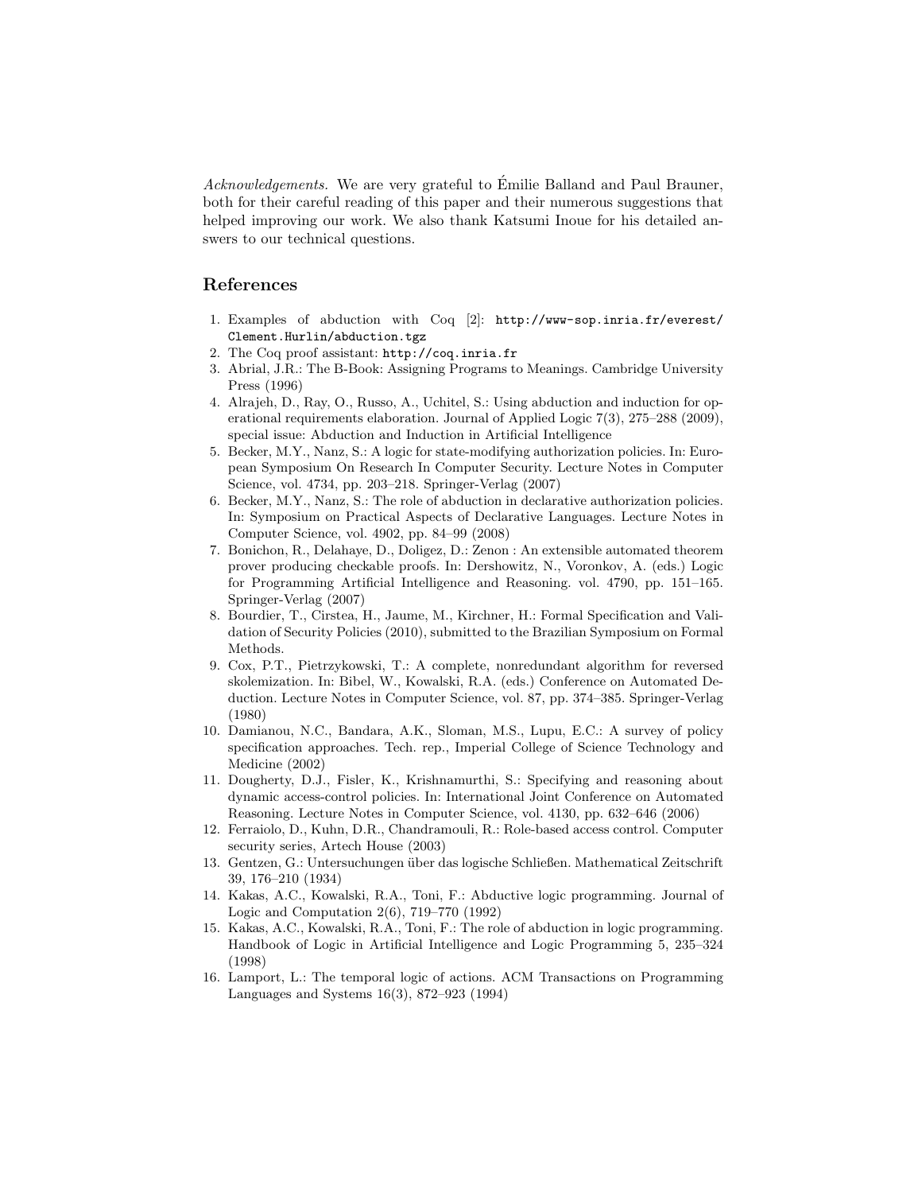*Acknowledgements.* We are very grateful to Émilie Balland and Paul Brauner, both for their careful reading of this paper and their numerous suggestions that helped improving our work. We also thank Katsumi Inoue for his detailed answers to our technical questions.

## References

1. Examples of abduction with Coq [2]: `http://www-sop.inria.fr/everest/Clement.Hurlin/abduction.tgz`
2. The Coq proof assistant: `http://coq.inria.fr`
3. Abrial, J.R.: The B-Book: Assigning Programs to Meanings. Cambridge University Press (1996)
4. Alrajeh, D., Ray, O., Russo, A., Uchitel, S.: Using abduction and induction for operational requirements elaboration. Journal of Applied Logic 7(3), 275–288 (2009), special issue: Abduction and Induction in Artificial Intelligence
5. Becker, M.Y., Nanz, S.: A logic for state-modifying authorization policies. In: European Symposium On Research In Computer Security. Lecture Notes in Computer Science, vol. 4734, pp. 203–218. Springer-Verlag (2007)
6. Becker, M.Y., Nanz, S.: The role of abduction in declarative authorization policies. In: Symposium on Practical Aspects of Declarative Languages. Lecture Notes in Computer Science, vol. 4902, pp. 84–99 (2008)
7. Bonichon, R., Delahaye, D., Doligez, D.: Zenon : An extensible automated theorem prover producing checkable proofs. In: Dershowitz, N., Voronkov, A. (eds.) Logic for Programming Artificial Intelligence and Reasoning. vol. 4790, pp. 151–165. Springer-Verlag (2007)
8. Bourdier, T., Cirstea, H., Jaume, M., Kirchner, H.: Formal Specification and Validation of Security Policies (2010), submitted to the Brazilian Symposium on Formal Methods.
9. Cox, P.T., Pietrzykowski, T.: A complete, nonredundant algorithm for reversed skolemization. In: Bibel, W., Kowalski, R.A. (eds.) Conference on Automated Deduction. Lecture Notes in Computer Science, vol. 87, pp. 374–385. Springer-Verlag (1980)
10. Damianou, N.C., Bandara, A.K., Sloman, M.S., Lupu, E.C.: A survey of policy specification approaches. Tech. rep., Imperial College of Science Technology and Medicine (2002)
11. Dougherty, D.J., Fisler, K., Krishnamurthi, S.: Specifying and reasoning about dynamic access-control policies. In: International Joint Conference on Automated Reasoning. Lecture Notes in Computer Science, vol. 4130, pp. 632–646 (2006)
12. Ferraiolo, D., Kuhn, D.R., Chandramouli, R.: Role-based access control. Computer security series, Artech House (2003)
13. Gentzen, G.: Untersuchungen über das logische Schließen. Mathematical Zeitschrift 39, 176–210 (1934)
14. Kakas, A.C., Kowalski, R.A., Toni, F.: Abductive logic programming. Journal of Logic and Computation 2(6), 719–770 (1992)
15. Kakas, A.C., Kowalski, R.A., Toni, F.: The role of abduction in logic programming. Handbook of Logic in Artificial Intelligence and Logic Programming 5, 235–324 (1998)
16. Lamport, L.: The temporal logic of actions. ACM Transactions on Programming Languages and Systems 16(3), 872–923 (1994)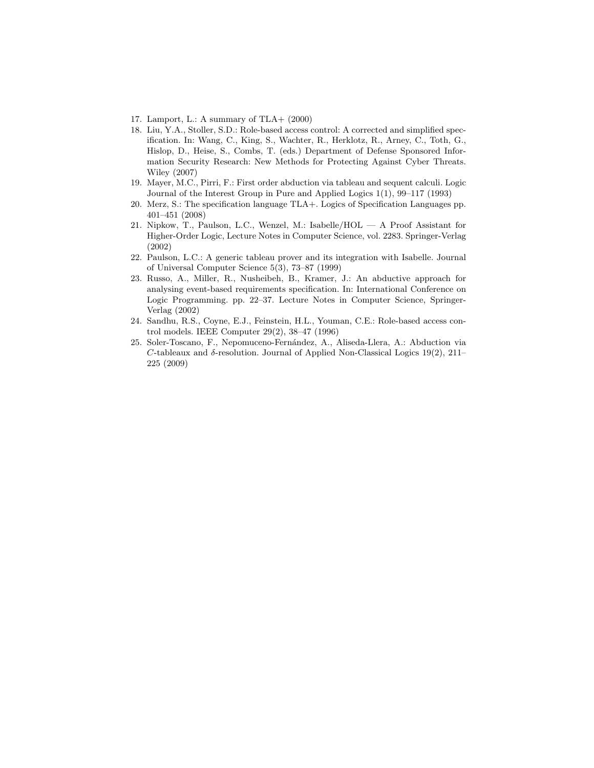17. Lamport, L.: A summary of TLA+ (2000)
18. Liu, Y.A., Stoller, S.D.: Role-based access control: A corrected and simplified specification. In: Wang, C., King, S., Wachter, R., Herklotz, R., Arney, C., Toth, G., Hislop, D., Heise, S., Combs, T. (eds.) Department of Defense Sponsored Information Security Research: New Methods for Protecting Against Cyber Threats. Wiley (2007)
19. Mayer, M.C., Pirri, F.: First order abduction via tableau and sequent calculi. Logic Journal of the Interest Group in Pure and Applied Logics 1(1), 99–117 (1993)
20. Merz, S.: The specification language TLA+. Logics of Specification Languages pp. 401–451 (2008)
21. Nipkow, T., Paulson, L.C., Wenzel, M.: Isabelle/HOL — A Proof Assistant for Higher-Order Logic, Lecture Notes in Computer Science, vol. 2283. Springer-Verlag (2002)
22. Paulson, L.C.: A generic tableau prover and its integration with Isabelle. Journal of Universal Computer Science 5(3), 73–87 (1999)
23. Russo, A., Miller, R., Nusheibeh, B., Kramer, J.: An abductive approach for analysing event-based requirements specification. In: International Conference on Logic Programming. pp. 22–37. Lecture Notes in Computer Science, Springer-Verlag (2002)
24. Sandhu, R.S., Coyne, E.J., Feinstein, H.L., Youman, C.E.: Role-based access control models. IEEE Computer 29(2), 38–47 (1996)
25. Soler-Toscano, F., Nepomuceno-Fernández, A., Aliseda-Llera, A.: Abduction via $C$-tableaux and $\delta$-resolution. Journal of Applied Non-Classical Logics 19(2), 211–225 (2009)